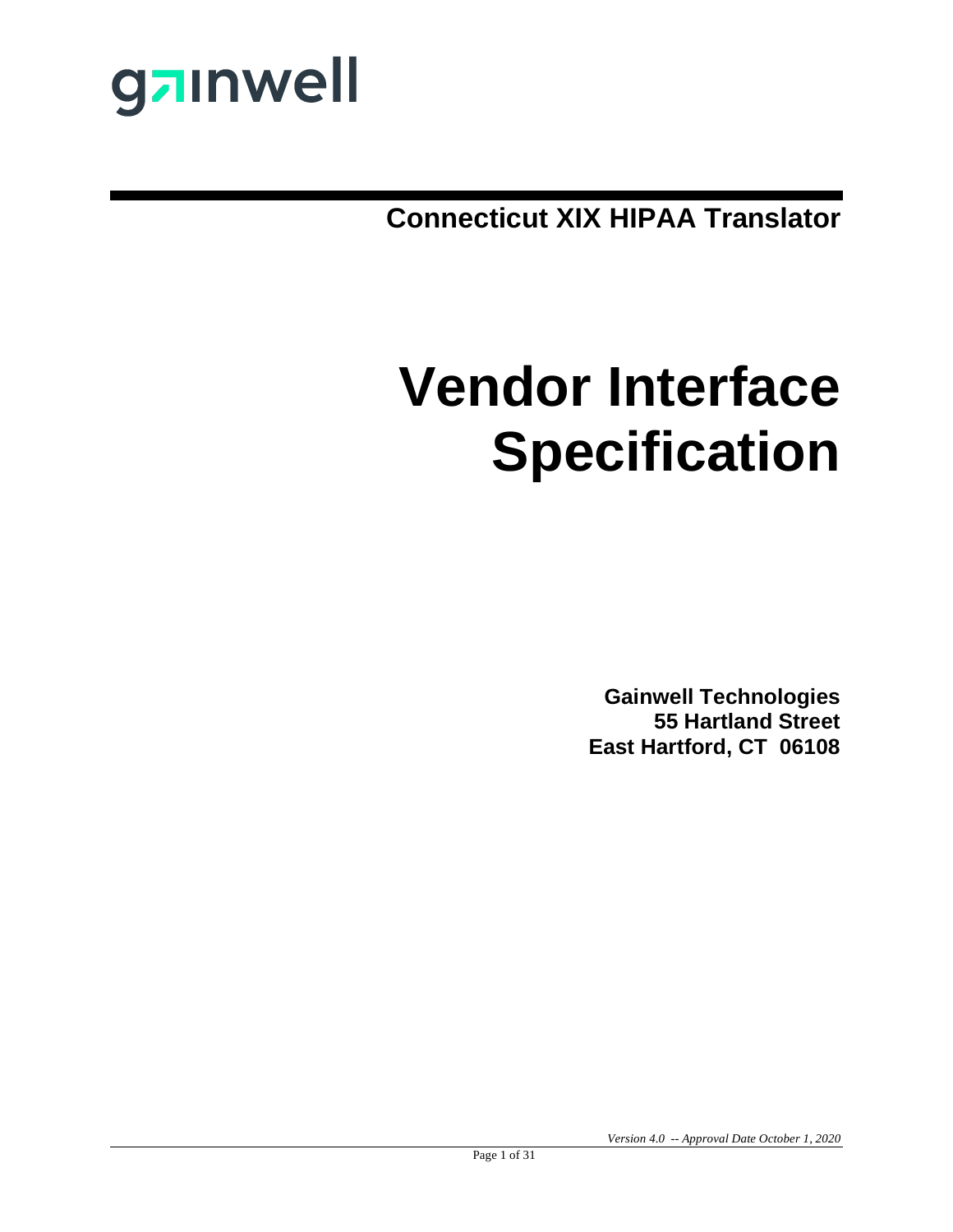gainwell

**Connecticut XIX HIPAA Translator**

# Vendor Interface Specification

**Gainwell Technologies**
**55 Hartland Street**
**East Hartford, CT 06108**

*Version 4.0 -- Approval Date October 1, 2020*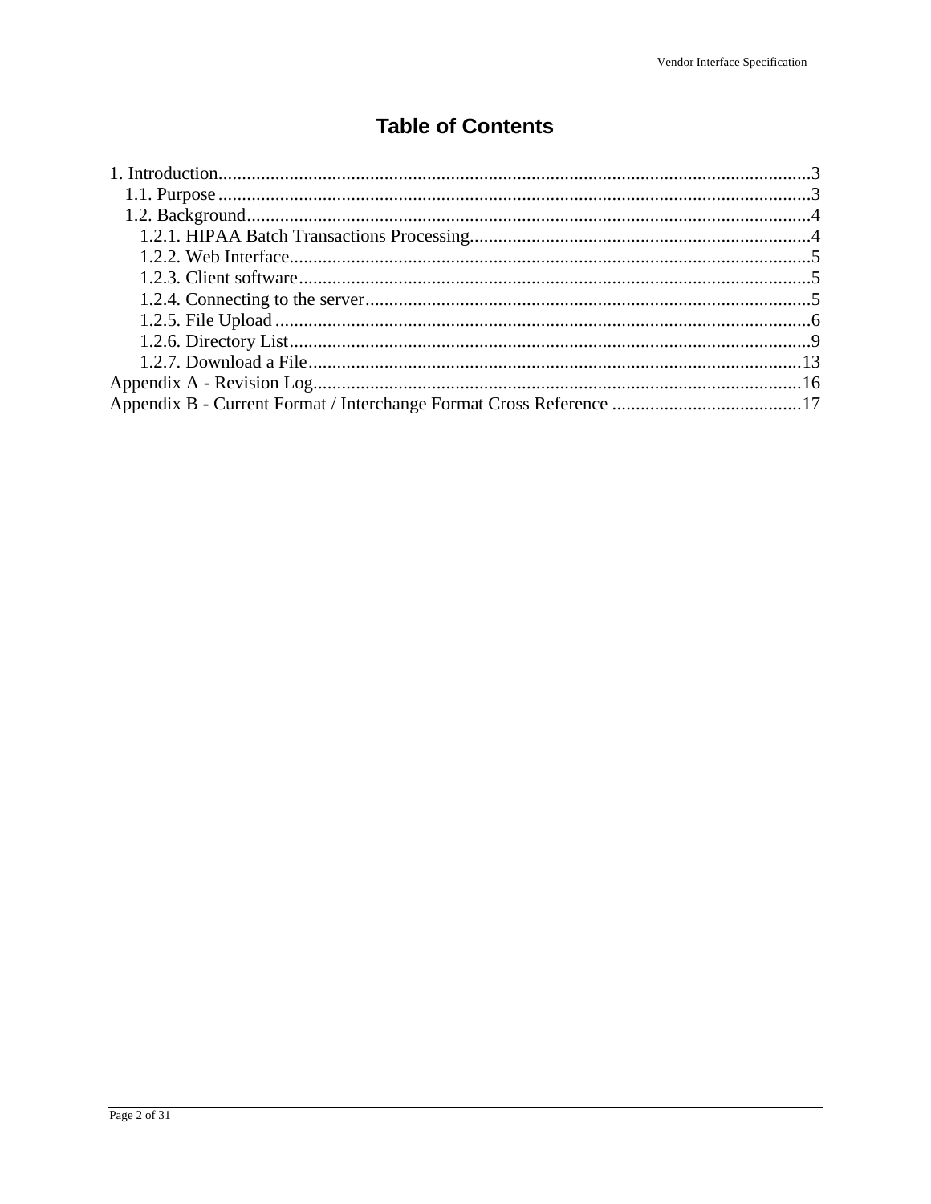# Table of Contents

1. Introduction....................................................3
   - 1.1. Purpose....................................................3
   - 1.2. Background....................................................4
     - 1.2.1. HIPAA Batch Transactions Processing....................................................4
     - 1.2.2. Web Interface....................................................5
     - 1.2.3. Client software....................................................5
     - 1.2.4. Connecting to the server....................................................5
     - 1.2.5. File Upload....................................................6
     - 1.2.6. Directory List....................................................9
     - 1.2.7. Download a File....................................................13

Appendix A - Revision Log....................................................16

Appendix B - Current Format / Interchange Format Cross Reference....................................................17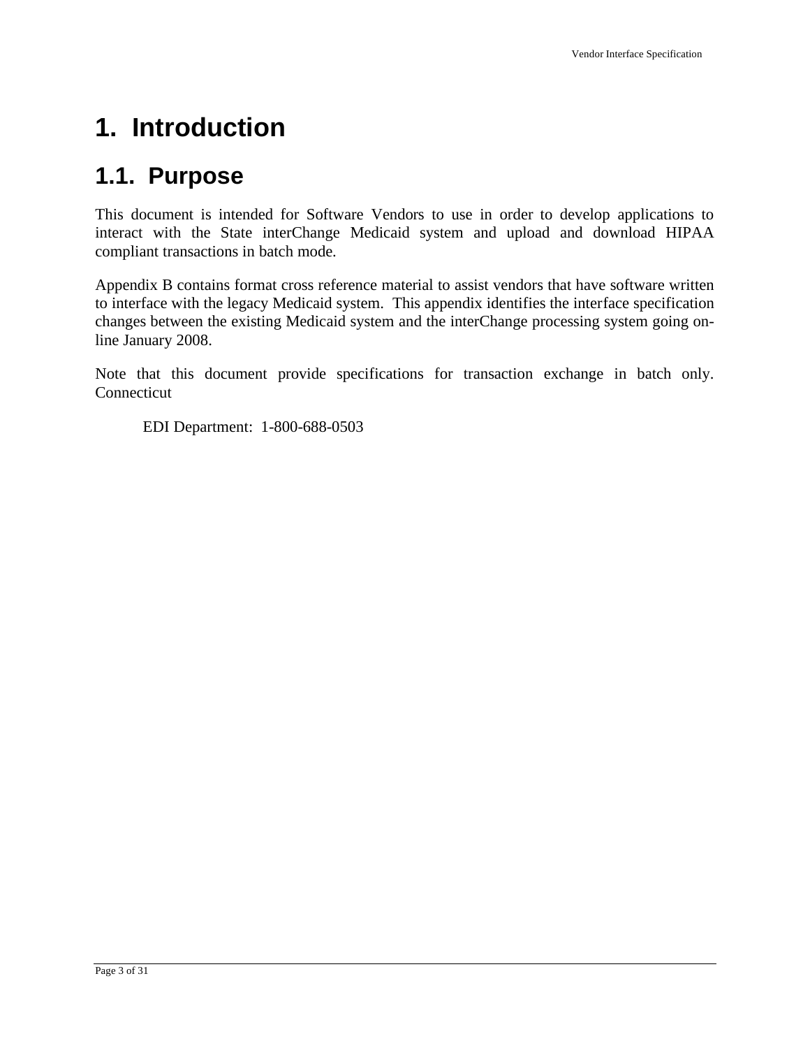# 1. Introduction

## 1.1. Purpose

This document is intended for Software Vendors to use in order to develop applications to interact with the State interChange Medicaid system and upload and download HIPAA compliant transactions in batch mode.

Appendix B contains format cross reference material to assist vendors that have software written to interface with the legacy Medicaid system. This appendix identifies the interface specification changes between the existing Medicaid system and the interChange processing system going on-line January 2008.

Note that this document provide specifications for transaction exchange in batch only. Connecticut

EDI Department: 1-800-688-0503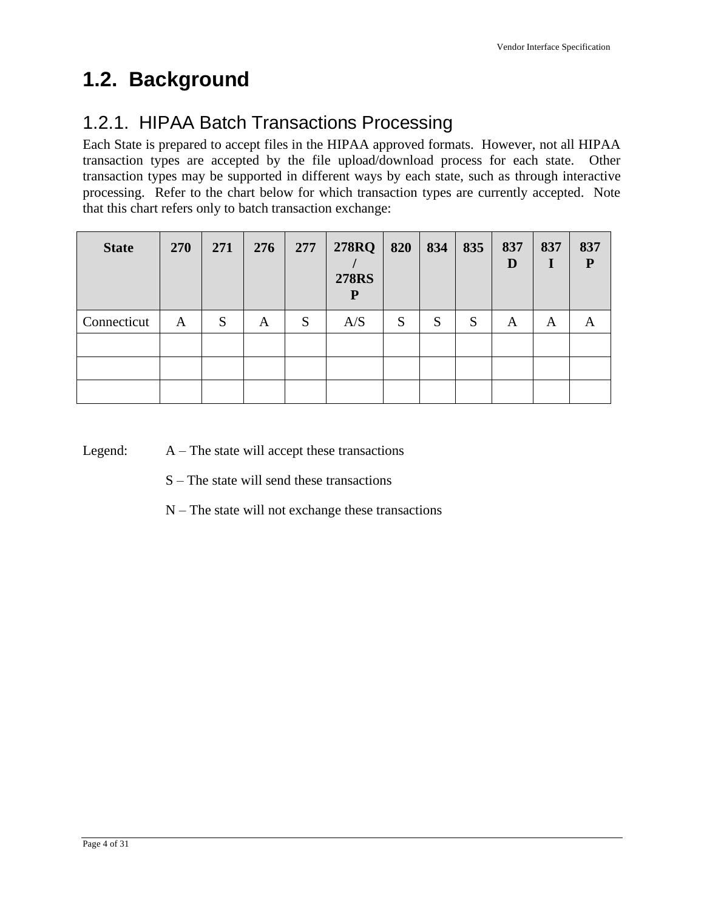## 1.2. Background

### 1.2.1. HIPAA Batch Transactions Processing

Each State is prepared to accept files in the HIPAA approved formats. However, not all HIPAA transaction types are accepted by the file upload/download process for each state. Other transaction types may be supported in different ways by each state, such as through interactive processing. Refer to the chart below for which transaction types are currently accepted. Note that this chart refers only to batch transaction exchange:

| State | 270 | 271 | 276 | 277 | 278RQ / 278RSP | 820 | 834 | 835 | 837D | 837I | 837P |
|---|---|---|---|---|---|---|---|---|---|---|---|
| Connecticut | A | S | A | S | A/S | S | S | S | A | A | A |
| | | | | | | | | | | | |
| | | | | | | | | | | | |
| | | | | | | | | | | | |

Legend:
- A – The state will accept these transactions
- S – The state will send these transactions
- N – The state will not exchange these transactions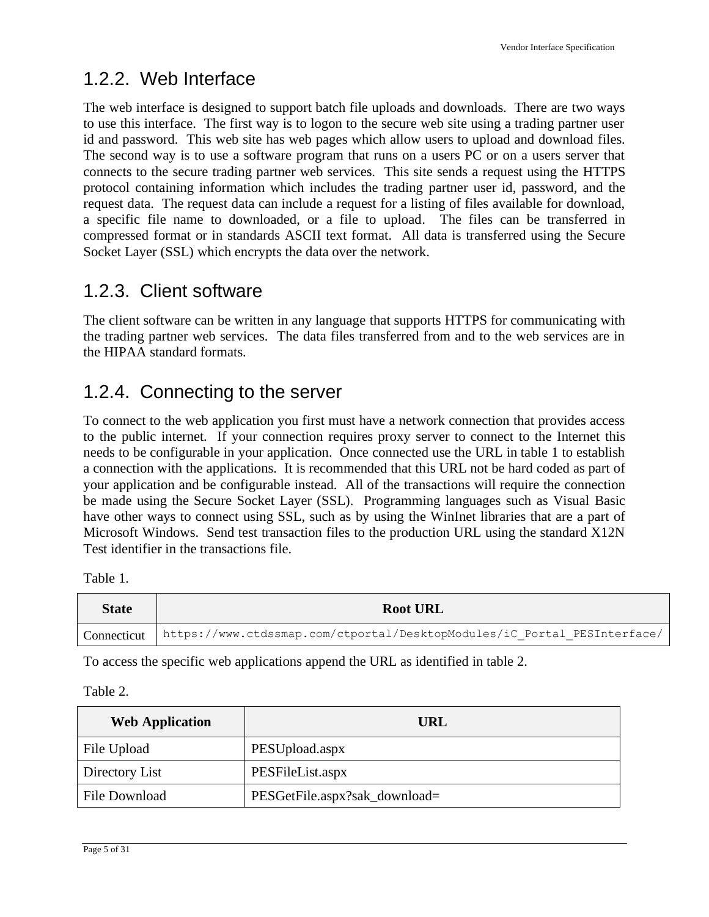### 1.2.2. Web Interface

The web interface is designed to support batch file uploads and downloads. There are two ways to use this interface. The first way is to logon to the secure web site using a trading partner user id and password. This web site has web pages which allow users to upload and download files. The second way is to use a software program that runs on a users PC or on a users server that connects to the secure trading partner web services. This site sends a request using the HTTPS protocol containing information which includes the trading partner user id, password, and the request data. The request data can include a request for a listing of files available for download, a specific file name to downloaded, or a file to upload. The files can be transferred in compressed format or in standards ASCII text format. All data is transferred using the Secure Socket Layer (SSL) which encrypts the data over the network.

### 1.2.3. Client software

The client software can be written in any language that supports HTTPS for communicating with the trading partner web services. The data files transferred from and to the web services are in the HIPAA standard formats.

### 1.2.4. Connecting to the server

To connect to the web application you first must have a network connection that provides access to the public internet. If your connection requires proxy server to connect to the Internet this needs to be configurable in your application. Once connected use the URL in table 1 to establish a connection with the applications. It is recommended that this URL not be hard coded as part of your application and be configurable instead. All of the transactions will require the connection be made using the Secure Socket Layer (SSL). Programming languages such as Visual Basic have other ways to connect using SSL, such as by using the WinInet libraries that are a part of Microsoft Windows. Send test transaction files to the production URL using the standard X12N Test identifier in the transactions file.

Table 1.

| State | Root URL |
|---|---|
| Connecticut | `https://www.ctdssmap.com/ctportal/DesktopModules/iC_Portal_PESInterface/` |

To access the specific web applications append the URL as identified in table 2.

Table 2.

| Web Application | URL |
|---|---|
| File Upload | PESUpload.aspx |
| Directory List | PESFileList.aspx |
| File Download | PESGetFile.aspx?sak_download= |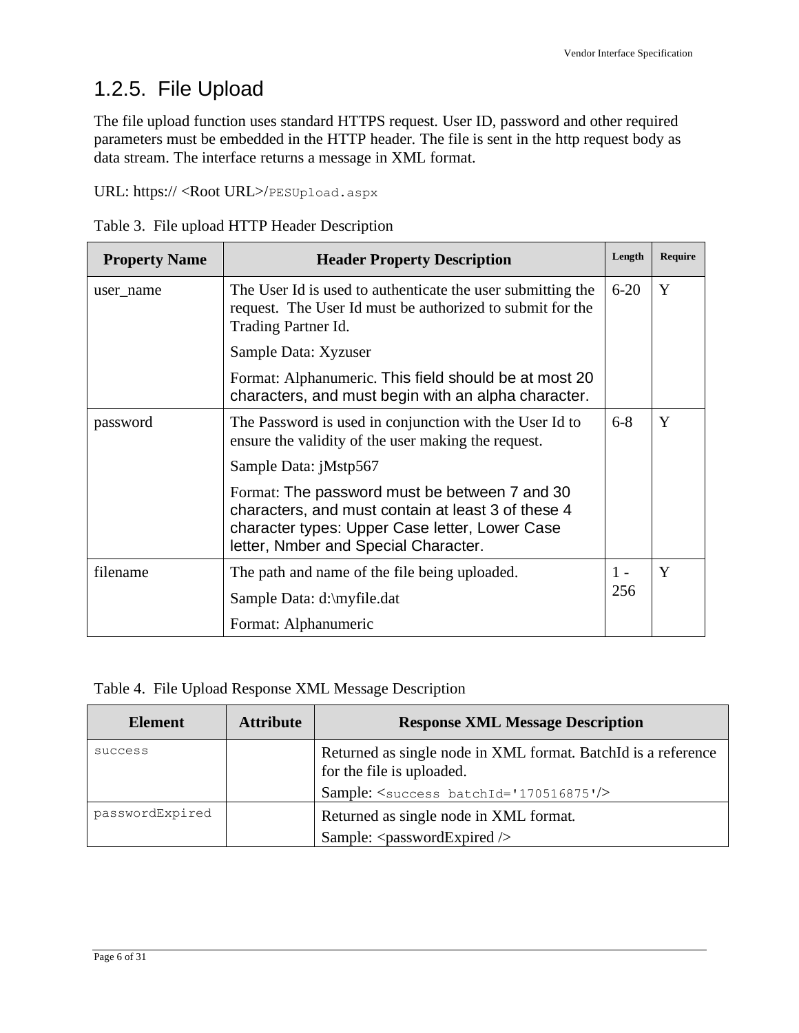## 1.2.5. File Upload

The file upload function uses standard HTTPS request. User ID, password and other required parameters must be embedded in the HTTP header. The file is sent in the http request body as data stream. The interface returns a message in XML format.

URL: https:// <Root URL>/`PESUpload.aspx`

Table 3. File upload HTTP Header Description

| Property Name | Header Property Description | Length | Require |
|---|---|---|---|
| user_name | The User Id is used to authenticate the user submitting the request. The User Id must be authorized to submit for the Trading Partner Id.<br>Sample Data: Xyzuser<br>Format: Alphanumeric. This field should be at most 20 characters, and must begin with an alpha character. | 6-20 | Y |
| password | The Password is used in conjunction with the User Id to ensure the validity of the user making the request.<br>Sample Data: jMstp567<br>Format: The password must be between 7 and 30 characters, and must contain at least 3 of these 4 character types: Upper Case letter, Lower Case letter, Nmber and Special Character. | 6-8 | Y |
| filename | The path and name of the file being uploaded.<br>Sample Data: d:\myfile.dat<br>Format: Alphanumeric | 1 - 256 | Y |

Table 4. File Upload Response XML Message Description

| Element | Attribute | Response XML Message Description |
|---|---|---|
| `success` | | Returned as single node in XML format. BatchId is a reference for the file is uploaded.<br>Sample: `<success batchId='170516875'/>` |
| `passwordExpired` | | Returned as single node in XML format.<br>Sample: <passwordExpired /> |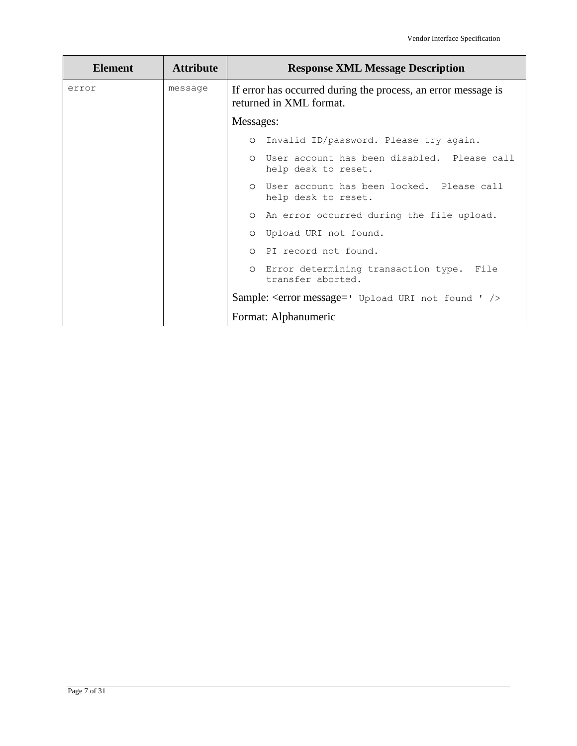| Element | Attribute | Response XML Message Description |
|---|---|---|
| error | message | If error has occurred during the process, an error message is returned in XML format.<br><br>Messages:<br><ul><li>Invalid ID/password. Please try again.</li><li>User account has been disabled. Please call help desk to reset.</li><li>User account has been locked. Please call help desk to reset.</li><li>An error occurred during the file upload.</li><li>Upload URI not found.</li><li>PI record not found.</li><li>Error determining transaction type. File transfer aborted.</li></ul>Sample: <error message=' Upload URI not found ' /><br><br>Format: Alphanumeric |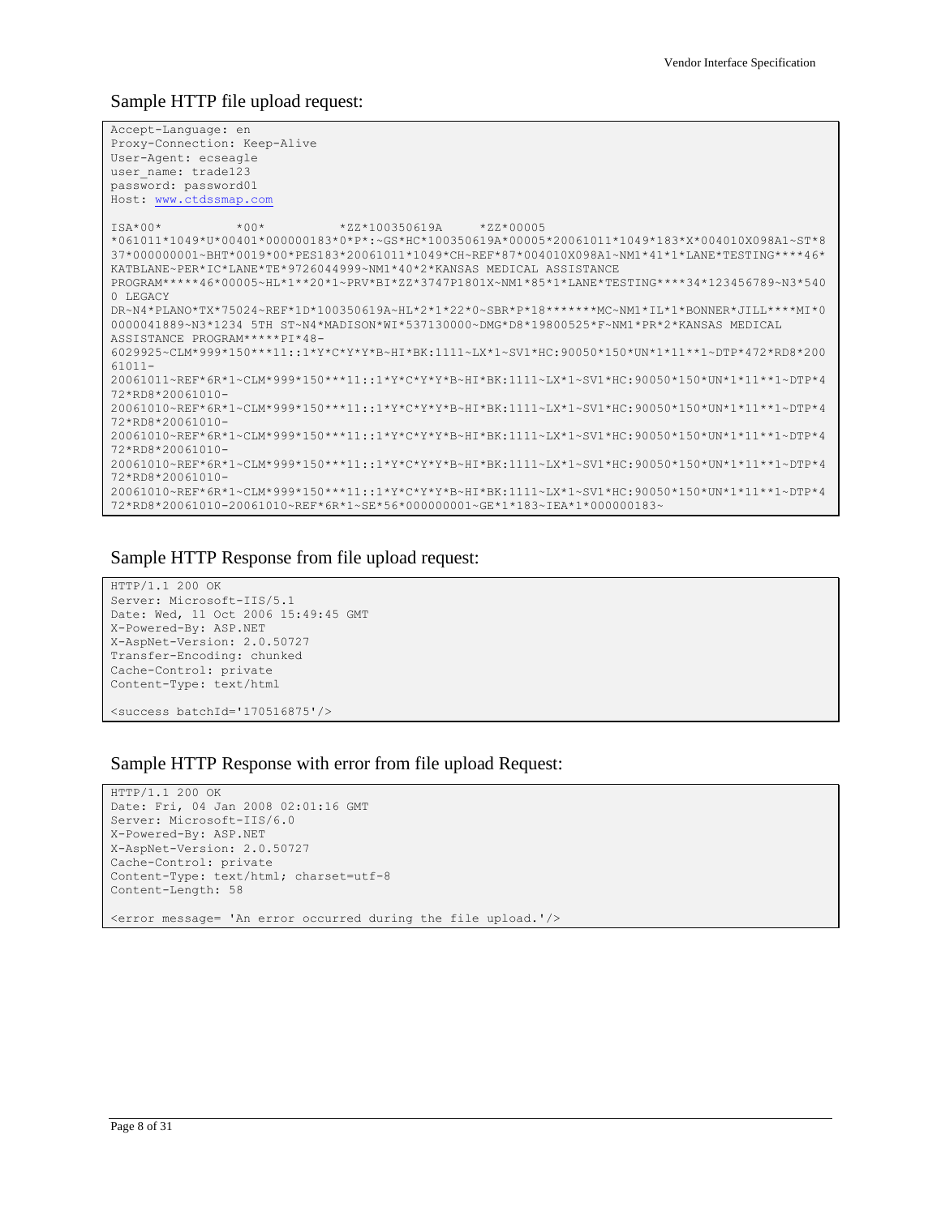## Sample HTTP file upload request:

```
Accept-Language: en
Proxy-Connection: Keep-Alive
User-Agent: ecseagle
user_name: trade123
password: password01
Host: www.ctdssmap.com

ISA*00*          *00*          *ZZ*100350619A     *ZZ*00005
*061011*1049*U*00401*000000183*0*P*:~GS*HC*100350619A*00005*20061011*1049*183*X*004010X098A1~ST*8
37*000000001~BHT*0019*00*PES183*20061011*1049*CH~REF*87*004010X098A1~NM1*41*1*LANE*TESTING****46*
KATBLANE~PER*IC*LANE*TE*9726044999~NM1*40*2*KANSAS MEDICAL ASSISTANCE
PROGRAM*****46*00005~HL*1**20*1~PRV*BI*ZZ*3747P1801X~NM1*85*1*LANE*TESTING****34*123456789~N3*540
0 LEGACY
DR~N4*PLANO*TX*75024~REF*1D*100350619A~HL*2*1*22*0~SBR*P*18*******MC~NM1*IL*1*BONNER*JILL****MI*0
0000041889~N3*1234 5TH ST~N4*MADISON*WI*537130000~DMG*D8*19800525*F~NM1*PR*2*KANSAS MEDICAL
ASSISTANCE PROGRAM*****PI*48-
6029925~CLM*999*150***11::1*Y*C*Y*Y*B~HI*BK:1111~LX*1~SV1*HC:90050*150*UN*1*11**1~DTP*472*RD8*200
61011-
20061011~REF*6R*1~CLM*999*150***11::1*Y*C*Y*Y*B~HI*BK:1111~LX*1~SV1*HC:90050*150*UN*1*11**1~DTP*4
72*RD8*20061010-
20061010~REF*6R*1~CLM*999*150***11::1*Y*C*Y*Y*B~HI*BK:1111~LX*1~SV1*HC:90050*150*UN*1*11**1~DTP*4
72*RD8*20061010-
20061010~REF*6R*1~CLM*999*150***11::1*Y*C*Y*Y*B~HI*BK:1111~LX*1~SV1*HC:90050*150*UN*1*11**1~DTP*4
72*RD8*20061010-
20061010~REF*6R*1~CLM*999*150***11::1*Y*C*Y*Y*B~HI*BK:1111~LX*1~SV1*HC:90050*150*UN*1*11**1~DTP*4
72*RD8*20061010-
20061010~REF*6R*1~CLM*999*150***11::1*Y*C*Y*Y*B~HI*BK:1111~LX*1~SV1*HC:90050*150*UN*1*11**1~DTP*4
72*RD8*20061010-20061010~REF*6R*1~SE*56*000000001~GE*1*183~IEA*1*000000183~
```

## Sample HTTP Response from file upload request:

```
HTTP/1.1 200 OK
Server: Microsoft-IIS/5.1
Date: Wed, 11 Oct 2006 15:49:45 GMT
X-Powered-By: ASP.NET
X-AspNet-Version: 2.0.50727
Transfer-Encoding: chunked
Cache-Control: private
Content-Type: text/html

<success batchId='170516875'/>
```

## Sample HTTP Response with error from file upload Request:

```
HTTP/1.1 200 OK
Date: Fri, 04 Jan 2008 02:01:16 GMT
Server: Microsoft-IIS/6.0
X-Powered-By: ASP.NET
X-AspNet-Version: 2.0.50727
Cache-Control: private
Content-Type: text/html; charset=utf-8
Content-Length: 58

<error message= 'An error occurred during the file upload.'/>
```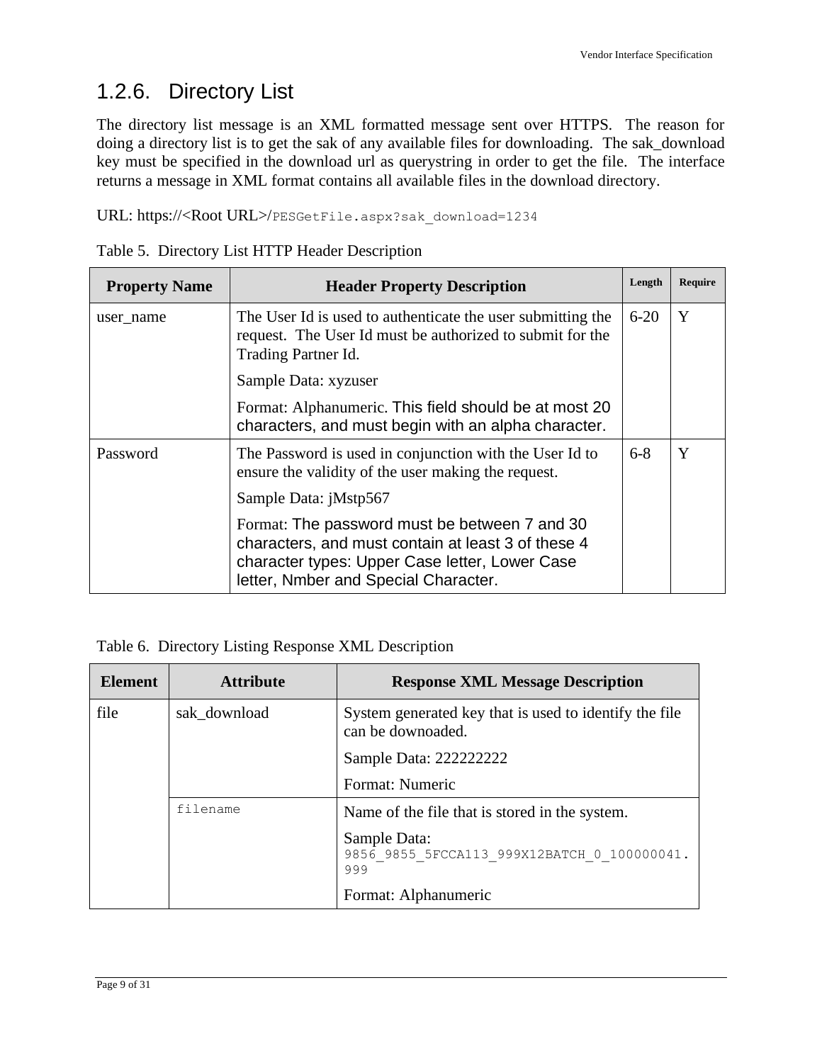## 1.2.6. Directory List

The directory list message is an XML formatted message sent over HTTPS. The reason for doing a directory list is to get the sak of any available files for downloading. The sak_download key must be specified in the download url as querystring in order to get the file. The interface returns a message in XML format contains all available files in the download directory.

URL: https://<Root URL>/PESGetFile.aspx?sak_download=1234

Table 5. Directory List HTTP Header Description

| Property Name | Header Property Description | Length | Require |
|---|---|---|---|
| user_name | The User Id is used to authenticate the user submitting the request. The User Id must be authorized to submit for the Trading Partner Id.<br><br>Sample Data: xyzuser<br><br>Format: Alphanumeric. This field should be at most 20 characters, and must begin with an alpha character. | 6-20 | Y |
| Password | The Password is used in conjunction with the User Id to ensure the validity of the user making the request.<br><br>Sample Data: jMstp567<br><br>Format: The password must be between 7 and 30 characters, and must contain at least 3 of these 4 character types: Upper Case letter, Lower Case letter, Nmber and Special Character. | 6-8 | Y |

Table 6. Directory Listing Response XML Description

| Element | Attribute | Response XML Message Description |
|---|---|---|
| file | sak_download | System generated key that is used to identify the file can be downoaded.<br><br>Sample Data: 222222222<br><br>Format: Numeric |
| | filename | Name of the file that is stored in the system.<br><br>Sample Data: 9856_9855_5FCCA113_999X12BATCH_0_100000041.999<br><br>Format: Alphanumeric |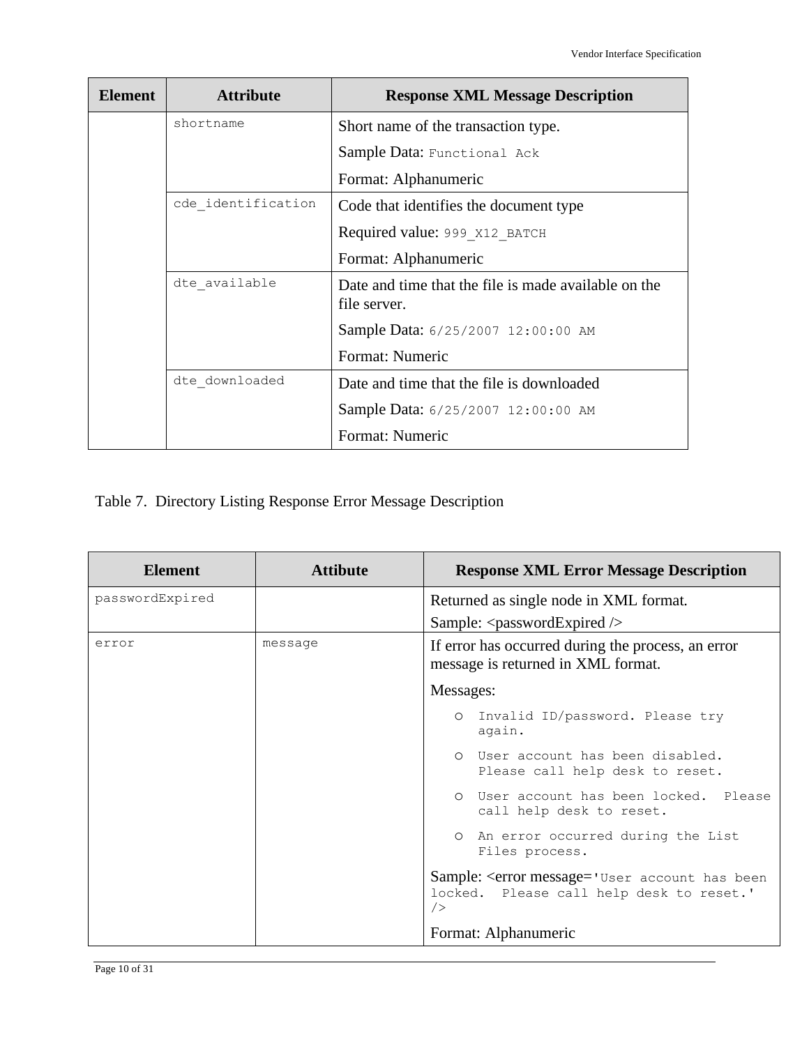| Element | Attribute | Response XML Message Description |
|---|---|---|
| | shortname | Short name of the transaction type.<br>Sample Data: Functional Ack<br>Format: Alphanumeric |
| | cde_identification | Code that identifies the document type<br>Required value: 999_X12_BATCH<br>Format: Alphanumeric |
| | dte_available | Date and time that the file is made available on the file server.<br>Sample Data: 6/25/2007 12:00:00 AM<br>Format: Numeric |
| | dte_downloaded | Date and time that the file is downloaded<br>Sample Data: 6/25/2007 12:00:00 AM<br>Format: Numeric |

Table 7. Directory Listing Response Error Message Description

| Element | Attibute | Response XML Error Message Description |
|---|---|---|
| passwordExpired | | Returned as single node in XML format.<br>Sample: <passwordExpired /> |
| error | message | If error has occurred during the process, an error message is returned in XML format.<br>Messages:<br>○ Invalid ID/password. Please try again.<br>○ User account has been disabled. Please call help desk to reset.<br>○ User account has been locked. Please call help desk to reset.<br>○ An error occurred during the List Files process.<br>Sample: <error message='User account has been locked. Please call help desk to reset.' /><br>Format: Alphanumeric |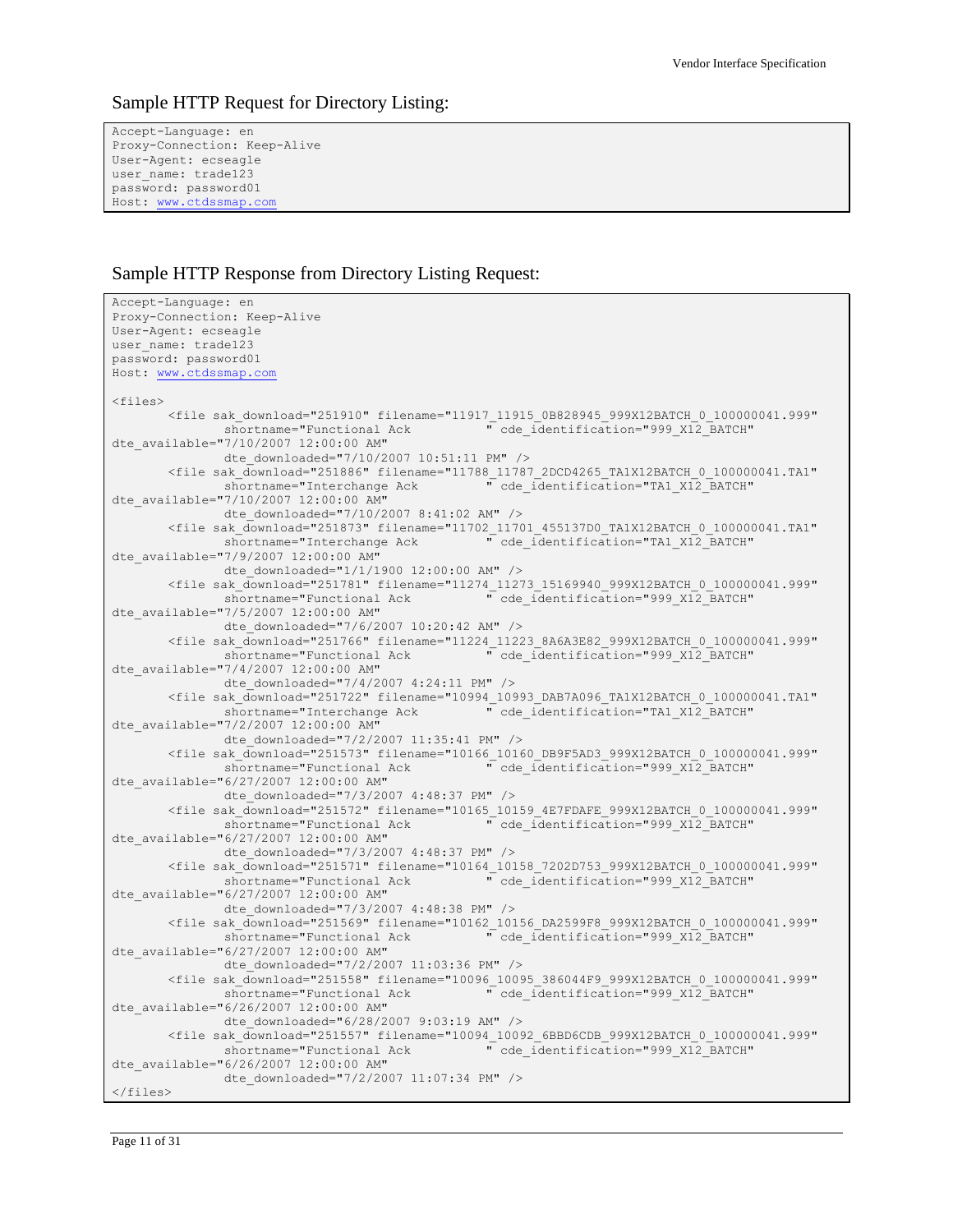## Sample HTTP Request for Directory Listing:

```
Accept-Language: en
Proxy-Connection: Keep-Alive
User-Agent: ecseagle
user_name: trade123
password: password01
Host: www.ctdssmap.com
```

## Sample HTTP Response from Directory Listing Request:

```
Accept-Language: en
Proxy-Connection: Keep-Alive
User-Agent: ecseagle
user_name: trade123
password: password01
Host: www.ctdssmap.com

<files>
        <file sak_download="251910" filename="11917_11915_0B828945_999X12BATCH_0_100000041.999"
                shortname="Functional Ack          " cde_identification="999_X12_BATCH"
dte_available="7/10/2007 12:00:00 AM"
                dte_downloaded="7/10/2007 10:51:11 PM" />
        <file sak_download="251886" filename="11788_11787_2DCD4265_TA1X12BATCH_0_100000041.TA1"
                shortname="Interchange Ack         " cde_identification="TA1_X12_BATCH"
dte_available="7/10/2007 12:00:00 AM"
                dte_downloaded="7/10/2007 8:41:02 AM" />
        <file sak_download="251873" filename="11702_11701_455137D0_TA1X12BATCH_0_100000041.TA1"
                shortname="Interchange Ack         " cde_identification="TA1_X12_BATCH"
dte_available="7/9/2007 12:00:00 AM"
                dte_downloaded="1/1/1900 12:00:00 AM" />
        <file sak_download="251781" filename="11274_11273_15169940_999X12BATCH_0_100000041.999"
                shortname="Functional Ack          " cde_identification="999_X12_BATCH"
dte_available="7/5/2007 12:00:00 AM"
                dte_downloaded="7/6/2007 10:20:42 AM" />
        <file sak_download="251766" filename="11224_11223_8A6A3E82_999X12BATCH_0_100000041.999"
                shortname="Functional Ack          " cde_identification="999_X12_BATCH"
dte_available="7/4/2007 12:00:00 AM"
                dte_downloaded="7/4/2007 4:24:11 PM" />
        <file sak_download="251722" filename="10994_10993_DAB7A096_TA1X12BATCH_0_100000041.TA1"
                shortname="Interchange Ack         " cde_identification="TA1_X12_BATCH"
dte_available="7/2/2007 12:00:00 AM"
                dte_downloaded="7/2/2007 11:35:41 PM" />
        <file sak_download="251573" filename="10166_10160_DB9F5AD3_999X12BATCH_0_100000041.999"
                shortname="Functional Ack          " cde_identification="999_X12_BATCH"
dte_available="6/27/2007 12:00:00 AM"
                dte_downloaded="7/3/2007 4:48:37 PM" />
        <file sak_download="251572" filename="10165_10159_4E7FDAFE_999X12BATCH_0_100000041.999"
                shortname="Functional Ack          " cde_identification="999_X12_BATCH"
dte_available="6/27/2007 12:00:00 AM"
                dte_downloaded="7/3/2007 4:48:37 PM" />
        <file sak_download="251571" filename="10164_10158_7202D753_999X12BATCH_0_100000041.999"
                shortname="Functional Ack          " cde_identification="999_X12_BATCH"
dte_available="6/27/2007 12:00:00 AM"
                dte_downloaded="7/3/2007 4:48:38 PM" />
        <file sak_download="251569" filename="10162_10156_DA2599F8_999X12BATCH_0_100000041.999"
                shortname="Functional Ack          " cde_identification="999_X12_BATCH"
dte_available="6/27/2007 12:00:00 AM"
                dte_downloaded="7/2/2007 11:03:36 PM" />
        <file sak_download="251558" filename="10096_10095_386044F9_999X12BATCH_0_100000041.999"
                shortname="Functional Ack          " cde_identification="999_X12_BATCH"
dte_available="6/26/2007 12:00:00 AM"
                dte_downloaded="6/28/2007 9:03:19 AM" />
        <file sak_download="251557" filename="10094_10092_6BBD6CDB_999X12BATCH_0_100000041.999"
                shortname="Functional Ack          " cde_identification="999_X12_BATCH"
dte_available="6/26/2007 12:00:00 AM"
                dte_downloaded="7/2/2007 11:07:34 PM" />
</files>
```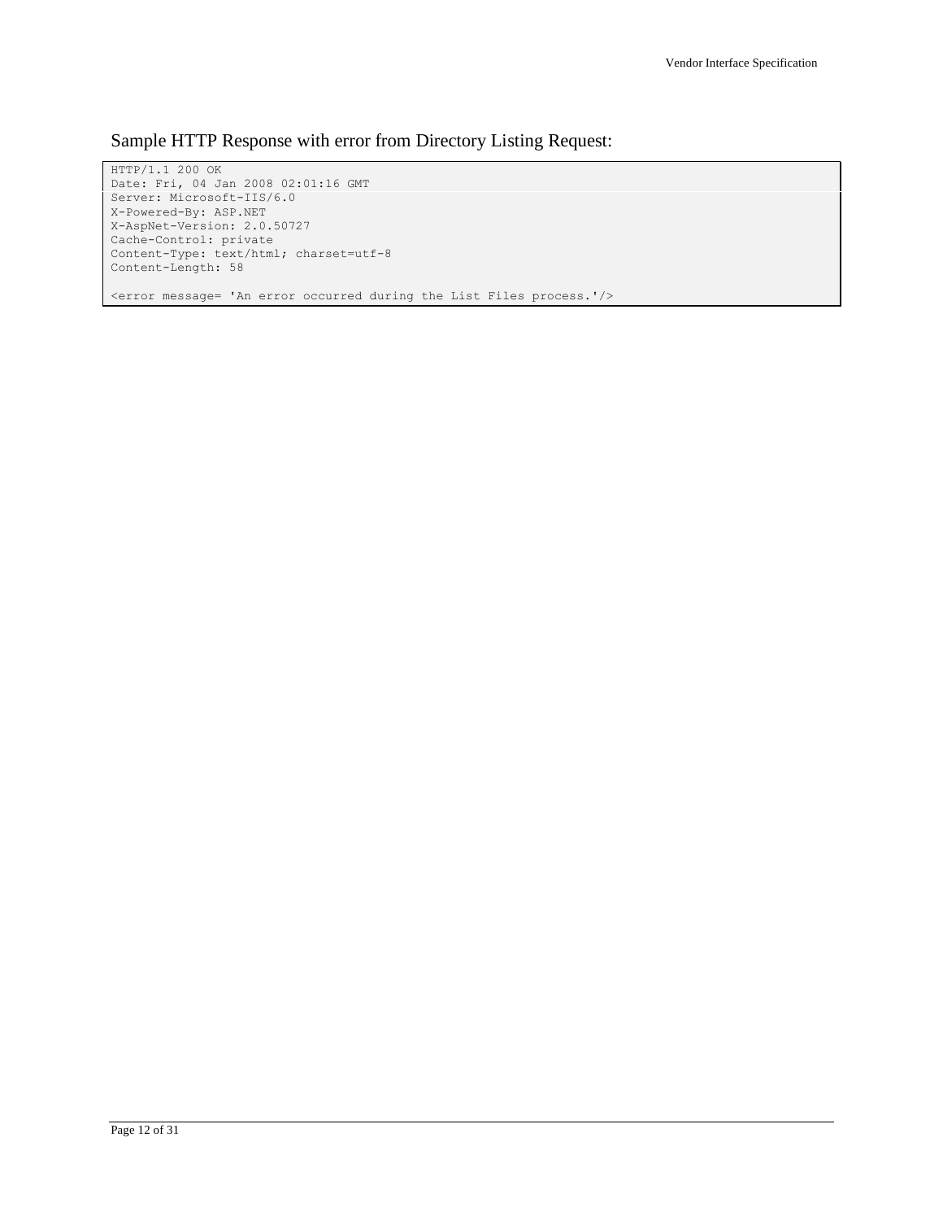## Sample HTTP Response with error from Directory Listing Request:

```
HTTP/1.1 200 OK
Date: Fri, 04 Jan 2008 02:01:16 GMT
Server: Microsoft-IIS/6.0
X-Powered-By: ASP.NET
X-AspNet-Version: 2.0.50727
Cache-Control: private
Content-Type: text/html; charset=utf-8
Content-Length: 58

<error message= 'An error occurred during the List Files process.'/>
```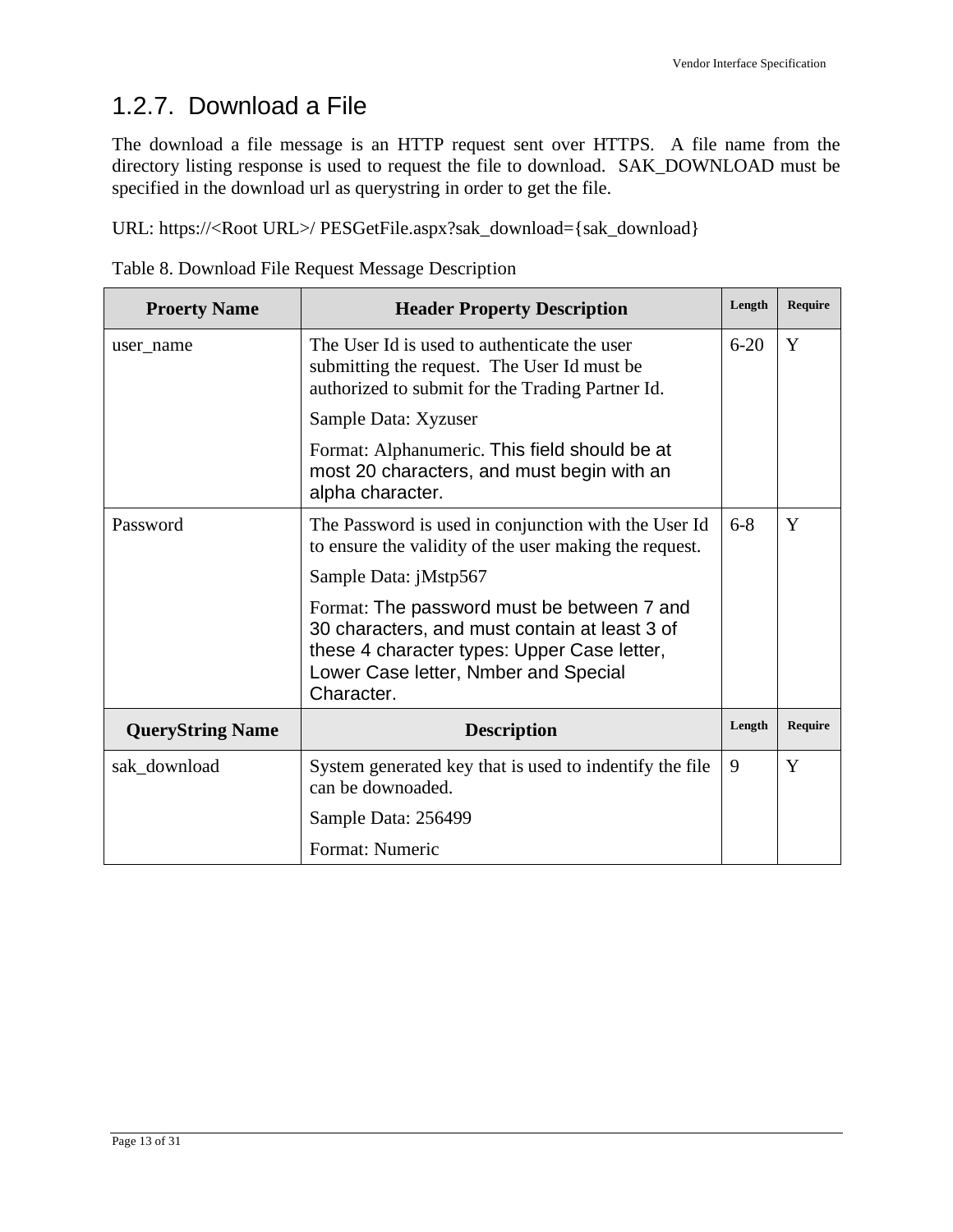## 1.2.7. Download a File

The download a file message is an HTTP request sent over HTTPS. A file name from the directory listing response is used to request the file to download. SAK_DOWNLOAD must be specified in the download url as querystring in order to get the file.

URL: https://<Root URL>/ PESGetFile.aspx?sak_download={sak_download}

Table 8. Download File Request Message Description

| Proerty Name | Header Property Description | Length | Require |
|---|---|---|---|
| user_name | The User Id is used to authenticate the user submitting the request. The User Id must be authorized to submit for the Trading Partner Id.<br><br>Sample Data: Xyzuser<br><br>Format: Alphanumeric. This field should be at most 20 characters, and must begin with an alpha character. | 6-20 | Y |
| Password | The Password is used in conjunction with the User Id to ensure the validity of the user making the request.<br><br>Sample Data: jMstp567<br><br>Format: The password must be between 7 and 30 characters, and must contain at least 3 of these 4 character types: Upper Case letter, Lower Case letter, Nmber and Special Character. | 6-8 | Y |
| **QueryString Name** | **Description** | **Length** | **Require** |
| sak_download | System generated key that is used to indentify the file can be downoaded.<br><br>Sample Data: 256499<br><br>Format: Numeric | 9 | Y |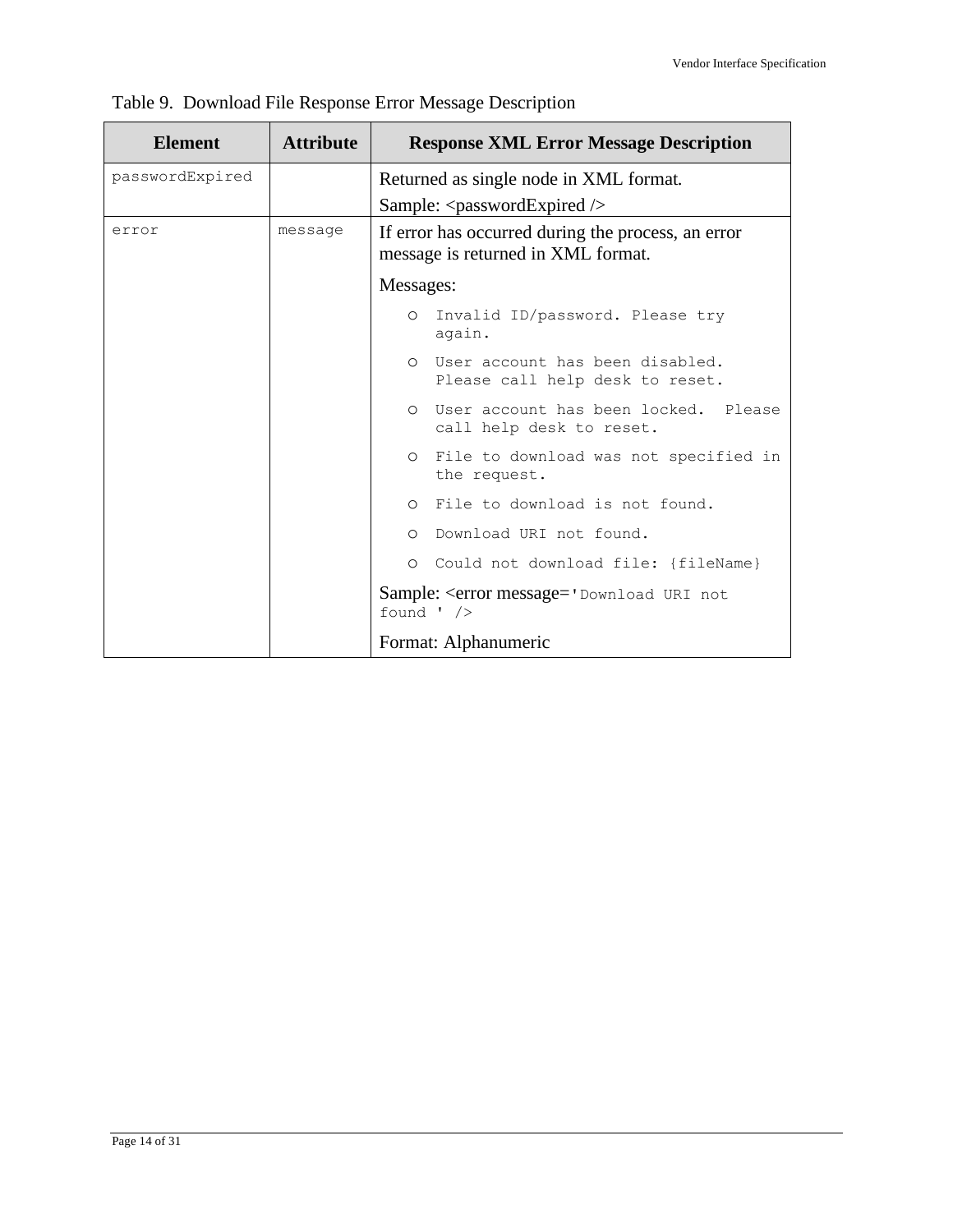Table 9. Download File Response Error Message Description

| Element | Attribute | Response XML Error Message Description |
|---|---|---|
| passwordExpired | | Returned as single node in XML format.<br>Sample: <passwordExpired /> |
| error | message | If error has occurred during the process, an error message is returned in XML format.<br>Messages:<br>o Invalid ID/password. Please try again.<br>o User account has been disabled. Please call help desk to reset.<br>o User account has been locked. Please call help desk to reset.<br>o File to download was not specified in the request.<br>o File to download is not found.<br>o Download URI not found.<br>o Could not download file: {fileName}<br>Sample: <error message='Download URI not found ' /><br>Format: Alphanumeric |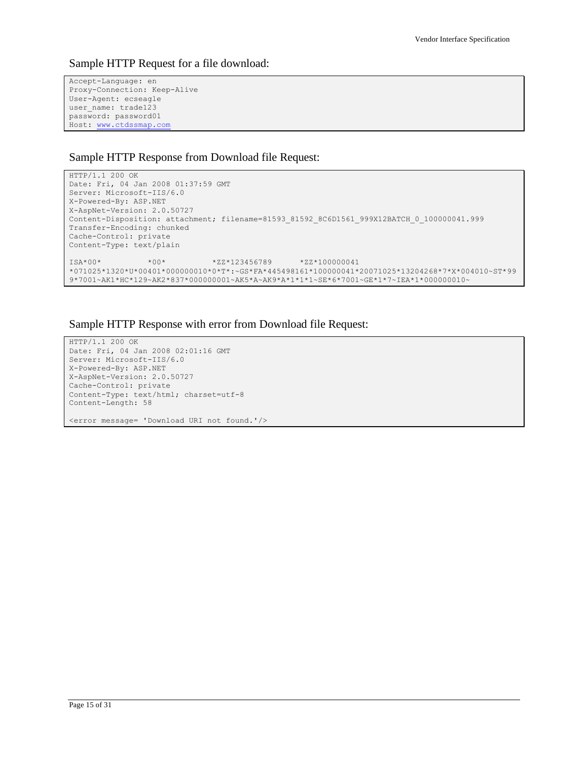## Sample HTTP Request for a file download:

```
Accept-Language: en
Proxy-Connection: Keep-Alive
User-Agent: ecseagle
user_name: trade123
password: password01
Host: www.ctdssmap.com
```

## Sample HTTP Response from Download file Request:

```
HTTP/1.1 200 OK
Date: Fri, 04 Jan 2008 01:37:59 GMT
Server: Microsoft-IIS/6.0
X-Powered-By: ASP.NET
X-AspNet-Version: 2.0.50727
Content-Disposition: attachment; filename=81593_81592_8C6D1561_999X12BATCH_0_100000041.999
Transfer-Encoding: chunked
Cache-Control: private
Content-Type: text/plain

ISA*00*          *00*          *ZZ*123456789      *ZZ*100000041
*071025*1320*U*00401*000000010*0*T*:~GS*FA*445498161*100000041*20071025*13204268*7*X*004010~ST*99
9*7001~AK1*HC*129~AK2*837*000000001~AK5*A~AK9*A*1*1*1~SE*6*7001~GE*1*7~IEA*1*000000010~
```

## Sample HTTP Response with error from Download file Request:

```
HTTP/1.1 200 OK
Date: Fri, 04 Jan 2008 02:01:16 GMT
Server: Microsoft-IIS/6.0
X-Powered-By: ASP.NET
X-AspNet-Version: 2.0.50727
Cache-Control: private
Content-Type: text/html; charset=utf-8
Content-Length: 58

<error message= 'Download URI not found.'/>
```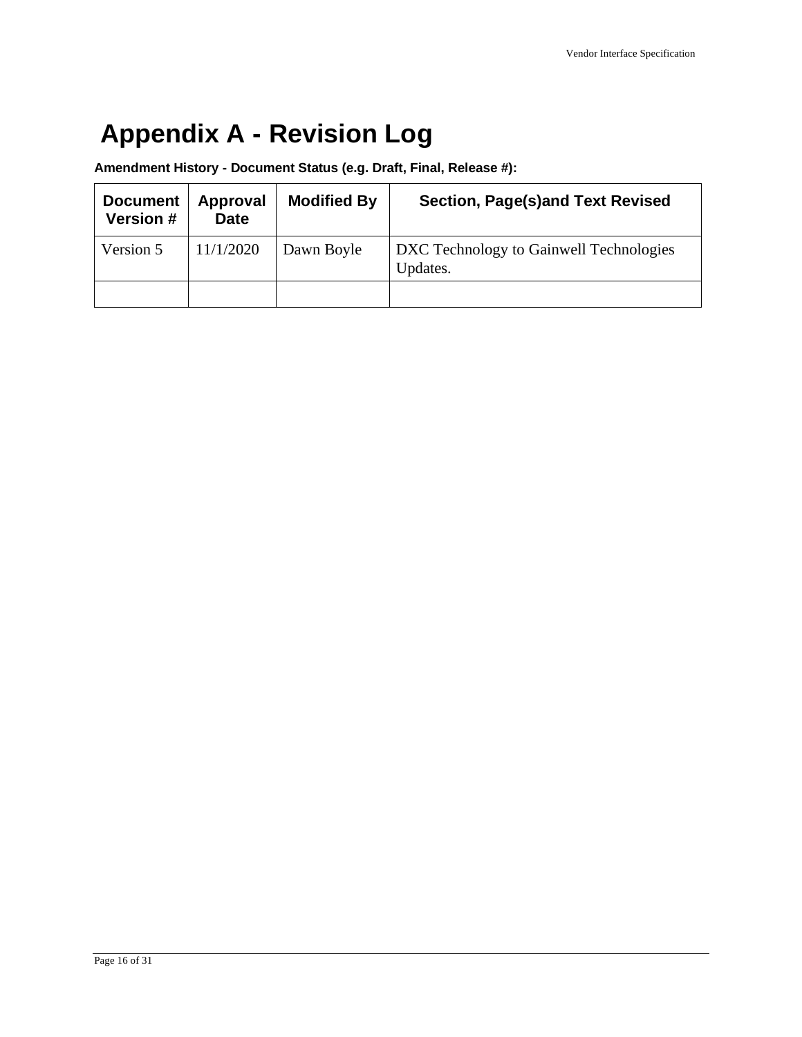# Appendix A - Revision Log

**Amendment History - Document Status (e.g. Draft, Final, Release #):**

| Document Version # | Approval Date | Modified By | Section, Page(s)and Text Revised |
|---|---|---|---|
| Version 5 | 11/1/2020 | Dawn Boyle | DXC Technology to Gainwell Technologies Updates. |
| | | | |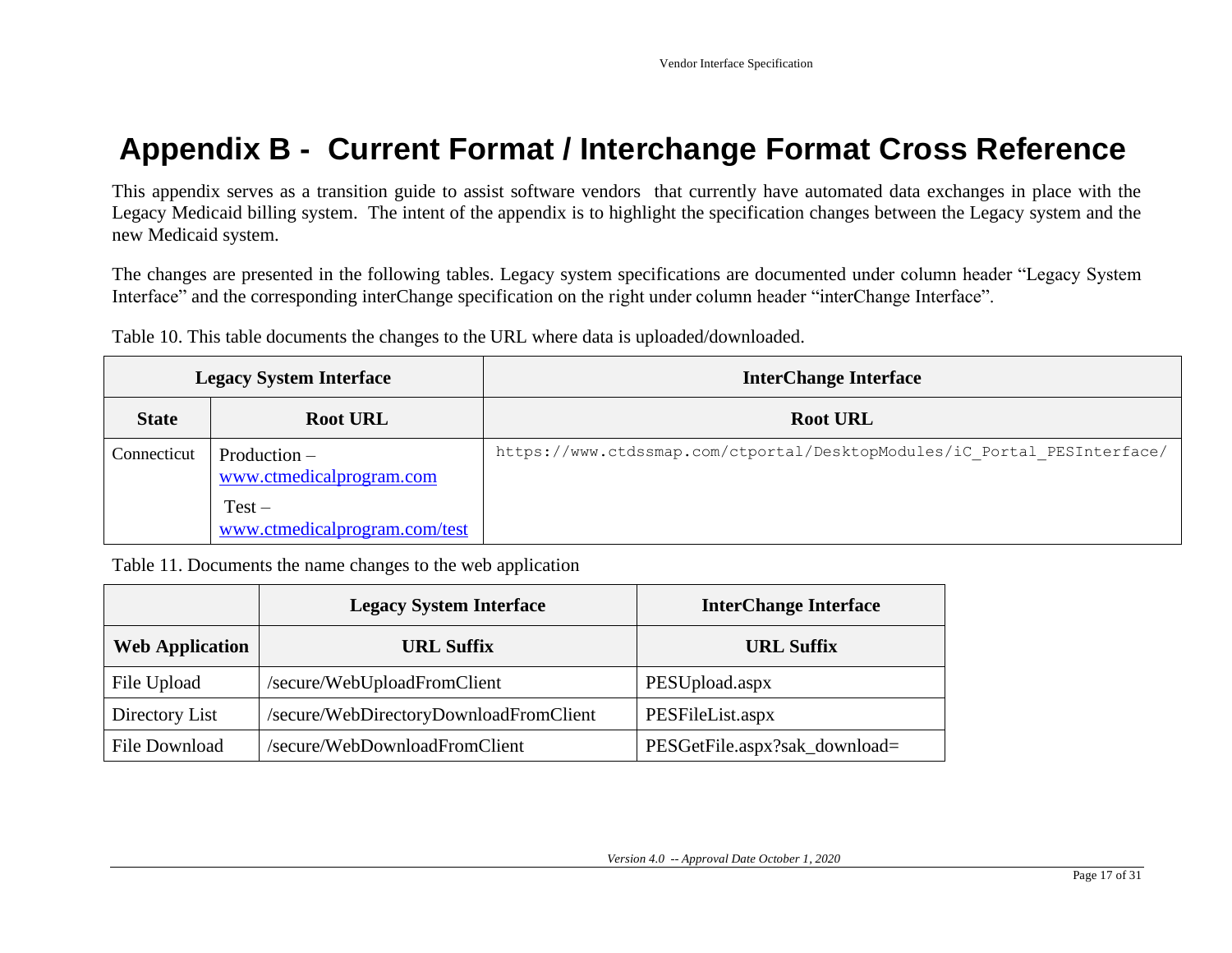# Appendix B - Current Format / Interchange Format Cross Reference

This appendix serves as a transition guide to assist software vendors that currently have automated data exchanges in place with the Legacy Medicaid billing system. The intent of the appendix is to highlight the specification changes between the Legacy system and the new Medicaid system.

The changes are presented in the following tables. Legacy system specifications are documented under column header "Legacy System Interface" and the corresponding interChange specification on the right under column header "interChange Interface".

Table 10. This table documents the changes to the URL where data is uploaded/downloaded.

| Legacy System Interface | | InterChange Interface |
|---|---|---|
| **State** | **Root URL** | **Root URL** |
| Connecticut | Production – www.ctmedicalprogram.com<br>Test – www.ctmedicalprogram.com/test | `https://www.ctdssmap.com/ctportal/DesktopModules/iC_Portal_PESInterface/` |

Table 11. Documents the name changes to the web application

| | Legacy System Interface | InterChange Interface |
|---|---|---|
| **Web Application** | **URL Suffix** | **URL Suffix** |
| File Upload | /secure/WebUploadFromClient | PESUpload.aspx |
| Directory List | /secure/WebDirectoryDownloadFromClient | PESFileList.aspx |
| File Download | /secure/WebDownloadFromClient | PESGetFile.aspx?sak_download= |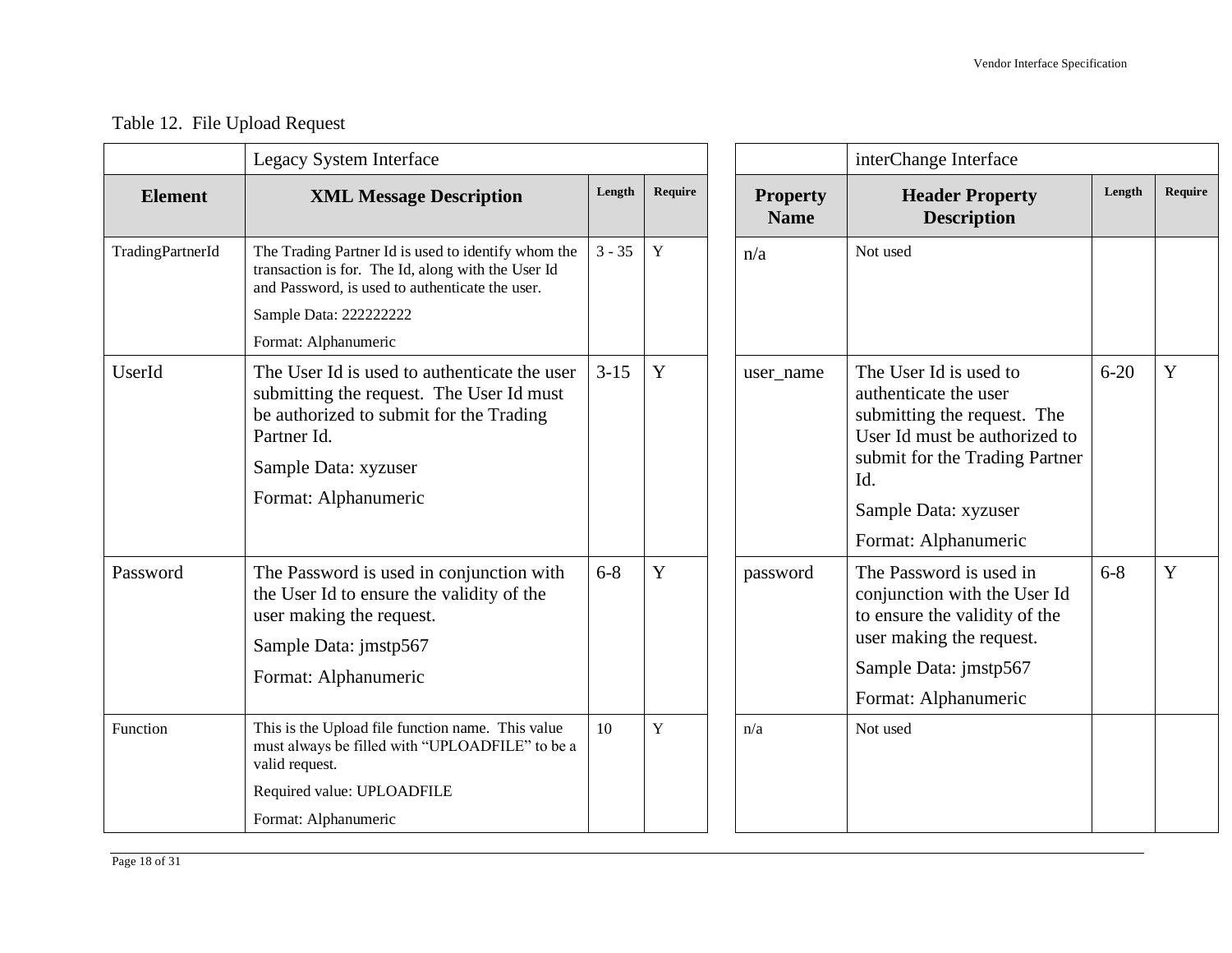Table 12. File Upload Request

| | Legacy System Interface | | | | interChange Interface | | |
|---|---|---|---|---|---|---|---|
| **Element** | **XML Message Description** | **Length** | **Require** | **Property Name** | **Header Property Description** | **Length** | **Require** |
| TradingPartnerId | The Trading Partner Id is used to identify whom the transaction is for. The Id, along with the User Id and Password, is used to authenticate the user.<br>Sample Data: 222222222<br>Format: Alphanumeric | 3 - 35 | Y | n/a | Not used | | |
| UserId | The User Id is used to authenticate the user submitting the request. The User Id must be authorized to submit for the Trading Partner Id.<br>Sample Data: xyzuser<br>Format: Alphanumeric | 3-15 | Y | user_name | The User Id is used to authenticate the user submitting the request. The User Id must be authorized to submit for the Trading Partner Id.<br>Sample Data: xyzuser<br>Format: Alphanumeric | 6-20 | Y |
| Password | The Password is used in conjunction with the User Id to ensure the validity of the user making the request.<br>Sample Data: jmstp567<br>Format: Alphanumeric | 6-8 | Y | password | The Password is used in conjunction with the User Id to ensure the validity of the user making the request.<br>Sample Data: jmstp567<br>Format: Alphanumeric | 6-8 | Y |
| Function | This is the Upload file function name. This value must always be filled with "UPLOADFILE" to be a valid request.<br>Required value: UPLOADFILE<br>Format: Alphanumeric | 10 | Y | n/a | Not used | | |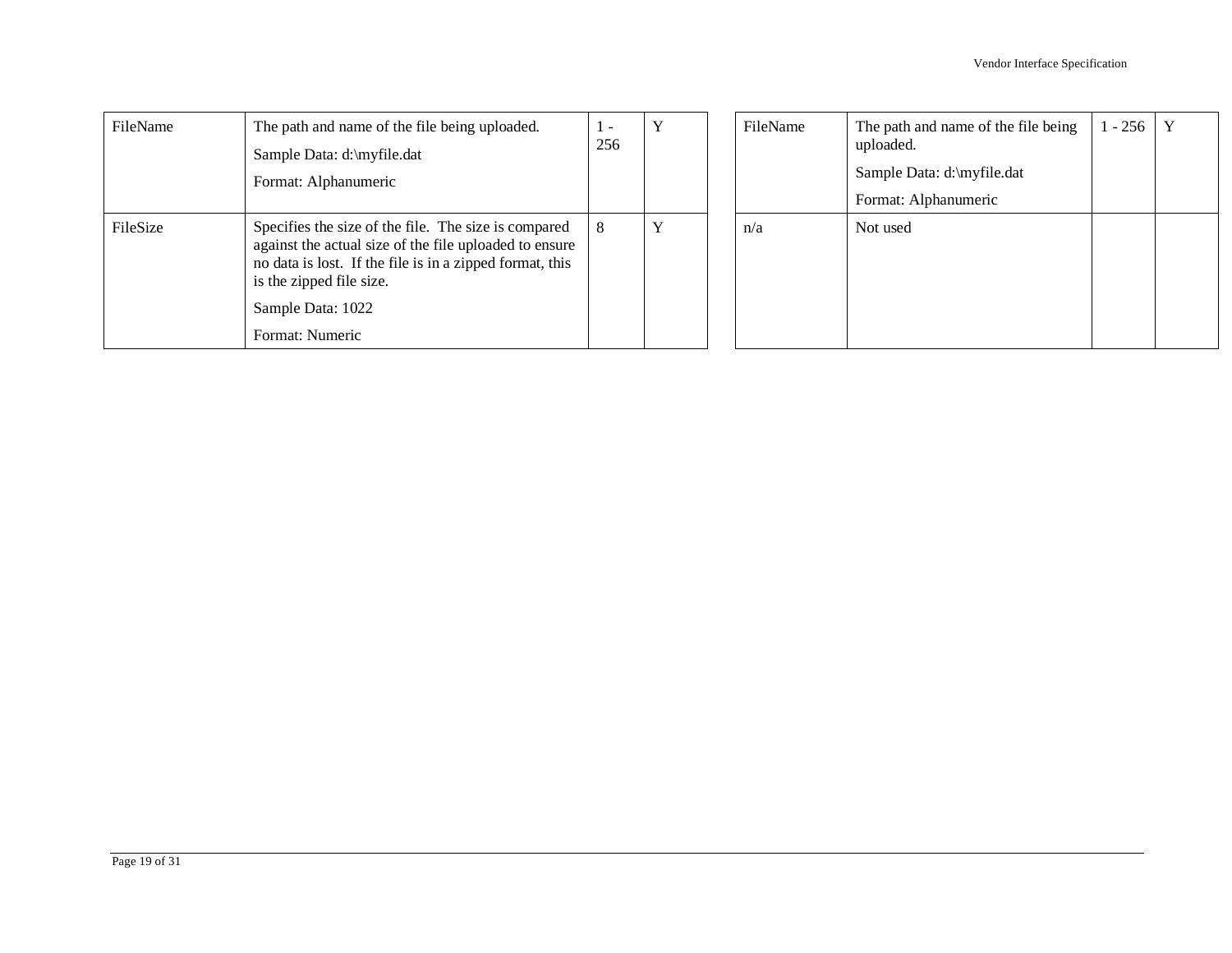| FileName | The path and name of the file being uploaded.<br>Sample Data: d:\myfile.dat<br>Format: Alphanumeric | 1 - 256 | Y | FileName | The path and name of the file being uploaded.<br>Sample Data: d:\myfile.dat<br>Format: Alphanumeric | 1 - 256 | Y |
|---|---|---|---|---|---|---|---|
| FileSize | Specifies the size of the file. The size is compared against the actual size of the file uploaded to ensure no data is lost. If the file is in a zipped format, this is the zipped file size.<br>Sample Data: 1022<br>Format: Numeric | 8 | Y | n/a | Not used | | |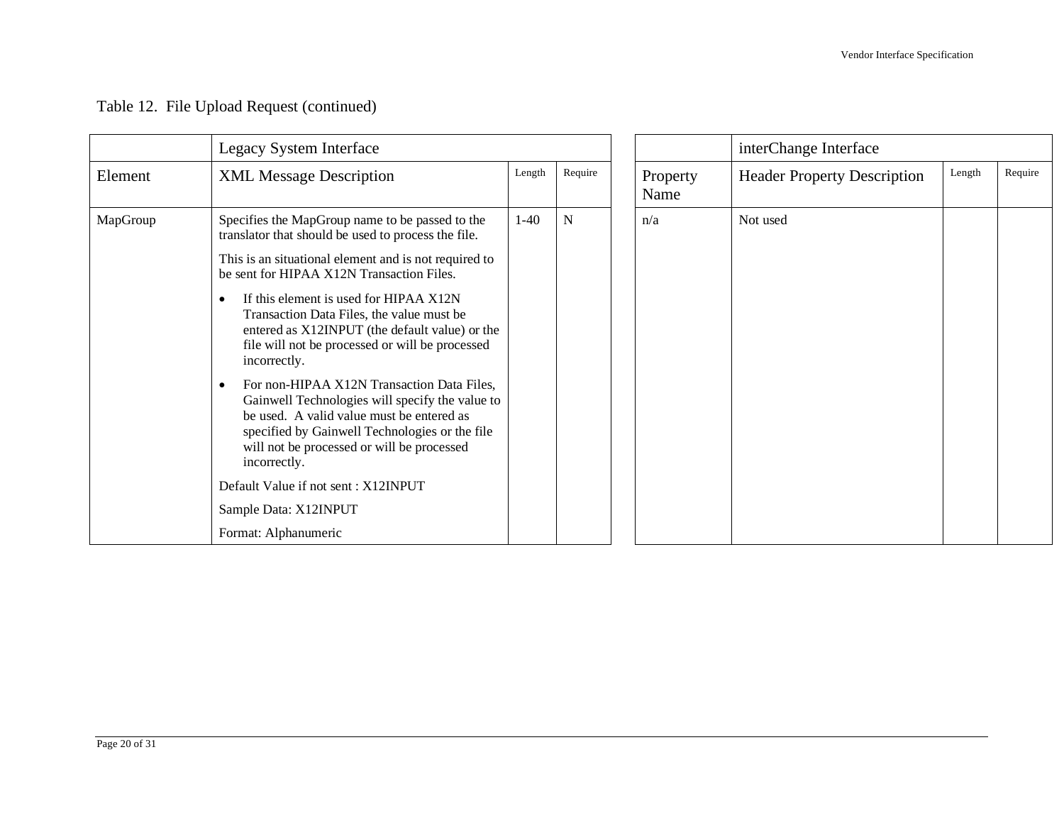Table 12. File Upload Request (continued)

| | Legacy System Interface | | | | interChange Interface | | |
|---|---|---|---|---|---|---|---|
| Element | XML Message Description | Length | Require | Property Name | Header Property Description | Length | Require |
| MapGroup | Specifies the MapGroup name to be passed to the translator that should be used to process the file.<br><br>This is an situational element and is not required to be sent for HIPAA X12N Transaction Files.<br><br>• If this element is used for HIPAA X12N Transaction Data Files, the value must be entered as X12INPUT (the default value) or the file will not be processed or will be processed incorrectly.<br><br>• For non-HIPAA X12N Transaction Data Files, Gainwell Technologies will specify the value to be used. A valid value must be entered as specified by Gainwell Technologies or the file will not be processed or will be processed incorrectly.<br><br>Default Value if not sent : X12INPUT<br><br>Sample Data: X12INPUT<br><br>Format: Alphanumeric | 1-40 | N | n/a | Not used | | |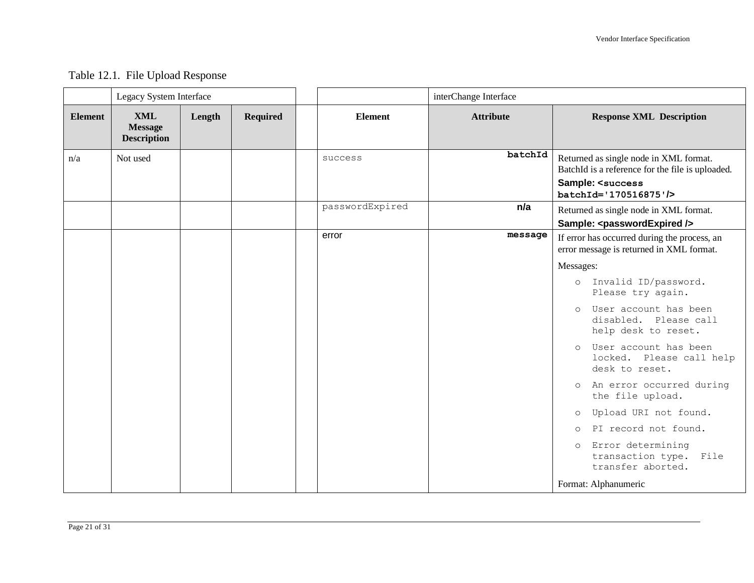Table 12.1. File Upload Response

| | Legacy System Interface | | | | | interChange Interface | |
|---|---|---|---|---|---|---|---|
| **Element** | **XML Message Description** | **Length** | **Required** | | **Element** | **Attribute** | **Response XML Description** |
| n/a | Not used | | | | success | **batchId** | Returned as single node in XML format. BatchId is a reference for the file is uploaded. **Sample: `<success batchId='170516875'/>`** |
| | | | | | passwordExpired | **n/a** | Returned as single node in XML format. **Sample: <passwordExpired />** |
| | | | | | error | **message** | If error has occurred during the process, an error message is returned in XML format.<br>Messages:<br>o Invalid ID/password. Please try again.<br>o User account has been disabled. Please call help desk to reset.<br>o User account has been locked. Please call help desk to reset.<br>o An error occurred during the file upload.<br>o Upload URI not found.<br>o PI record not found.<br>o Error determining transaction type. File transfer aborted.<br>Format: Alphanumeric |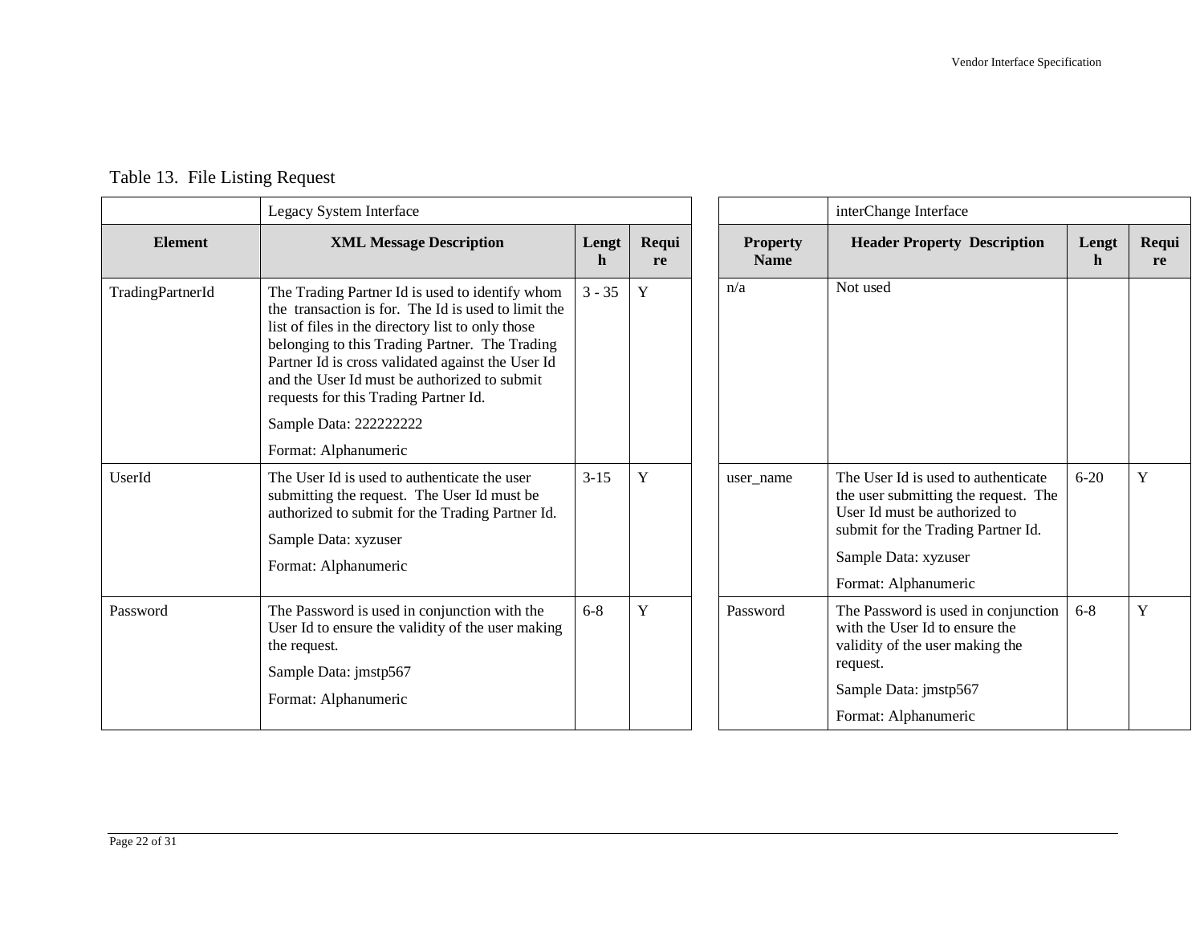Table 13. File Listing Request

| | Legacy System Interface | | | | interChange Interface | | |
|---|---|---|---|---|---|---|---|
| **Element** | **XML Message Description** | **Length** | **Require** | **Property Name** | **Header Property Description** | **Length** | **Require** |
| TradingPartnerId | The Trading Partner Id is used to identify whom the transaction is for. The Id is used to limit the list of files in the directory list to only those belonging to this Trading Partner. The Trading Partner Id is cross validated against the User Id and the User Id must be authorized to submit requests for this Trading Partner Id.<br>Sample Data: 222222222<br>Format: Alphanumeric | 3 - 35 | Y | n/a | Not used | | |
| UserId | The User Id is used to authenticate the user submitting the request. The User Id must be authorized to submit for the Trading Partner Id.<br>Sample Data: xyzuser<br>Format: Alphanumeric | 3-15 | Y | user_name | The User Id is used to authenticate the user submitting the request. The User Id must be authorized to submit for the Trading Partner Id.<br>Sample Data: xyzuser<br>Format: Alphanumeric | 6-20 | Y |
| Password | The Password is used in conjunction with the User Id to ensure the validity of the user making the request.<br>Sample Data: jmstp567<br>Format: Alphanumeric | 6-8 | Y | Password | The Password is used in conjunction with the User Id to ensure the validity of the user making the request.<br>Sample Data: jmstp567<br>Format: Alphanumeric | 6-8 | Y |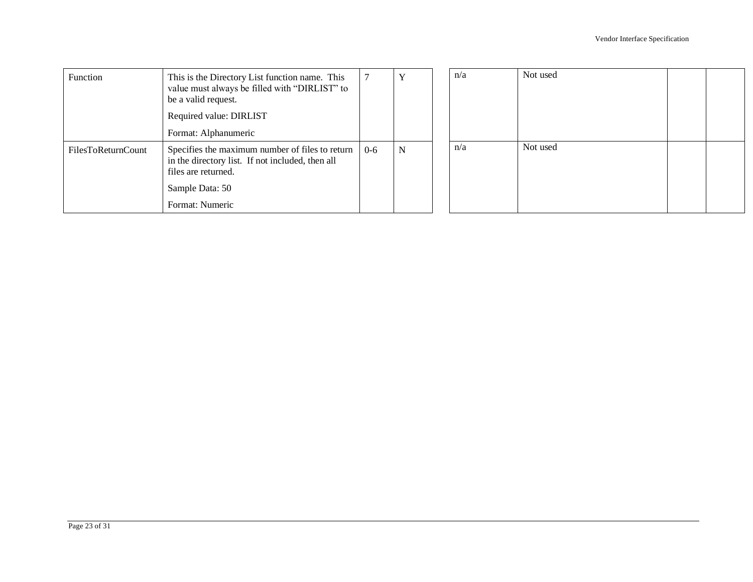| Function | This is the Directory List function name. This value must always be filled with “DIRLIST” to be a valid request.<br><br>Required value: DIRLIST<br><br>Format: Alphanumeric | 7 | Y | n/a | Not used | | |
|---|---|---|---|---|---|---|---|
| FilesToReturnCount | Specifies the maximum number of files to return in the directory list. If not included, then all files are returned.<br><br>Sample Data: 50<br><br>Format: Numeric | 0-6 | N | n/a | Not used | | |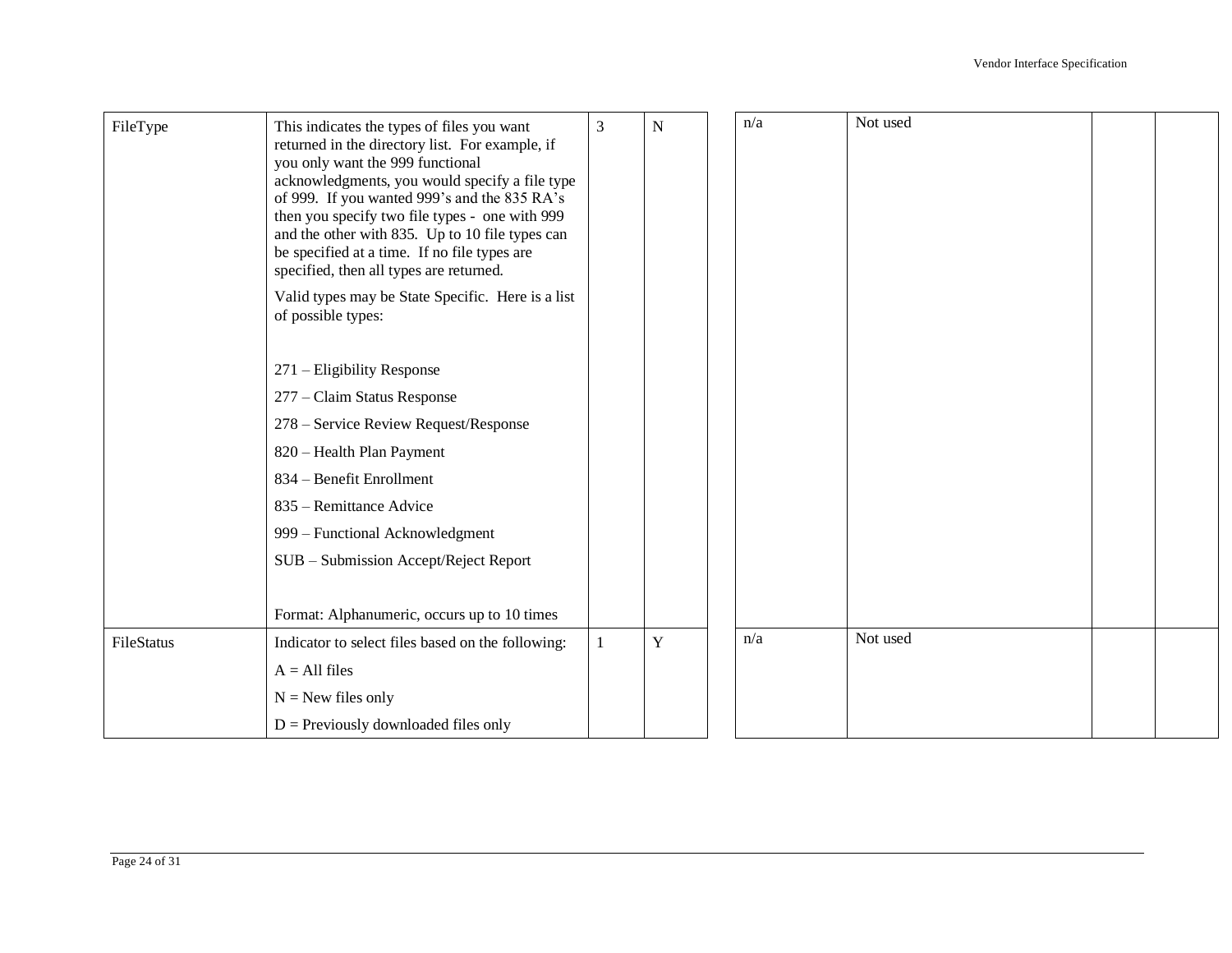| FileType | This indicates the types of files you want returned in the directory list. For example, if you only want the 999 functional acknowledgments, you would specify a file type of 999. If you wanted 999's and the 835 RA's then you specify two file types - one with 999 and the other with 835. Up to 10 file types can be specified at a time. If no file types are specified, then all types are returned.<br><br>Valid types may be State Specific. Here is a list of possible types:<br><br>271 – Eligibility Response<br>277 – Claim Status Response<br>278 – Service Review Request/Response<br>820 – Health Plan Payment<br>834 – Benefit Enrollment<br>835 – Remittance Advice<br>999 – Functional Acknowledgment<br>SUB – Submission Accept/Reject Report<br><br>Format: Alphanumeric, occurs up to 10 times | 3 | N | n/a | Not used | | |
|---|---|---|---|---|---|---|---|
| FileStatus | Indicator to select files based on the following:<br>A = All files<br>N = New files only<br>D = Previously downloaded files only | 1 | Y | n/a | Not used | | |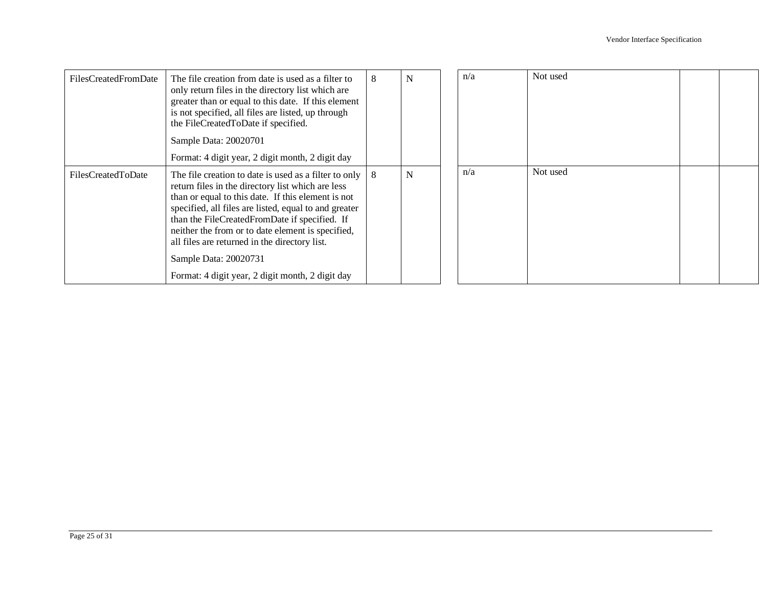| | | | | | | | |
|---|---|---|---|---|---|---|---|
| FilesCreatedFromDate | The file creation from date is used as a filter to only return files in the directory list which are greater than or equal to this date. If this element is not specified, all files are listed, up through the FileCreatedToDate if specified.<br><br>Sample Data: 20020701<br><br>Format: 4 digit year, 2 digit month, 2 digit day | 8 | N | n/a | Not used | | |
| FilesCreatedToDate | The file creation to date is used as a filter to only return files in the directory list which are less than or equal to this date. If this element is not specified, all files are listed, equal to and greater than the FileCreatedFromDate if specified. If neither the from or to date element is specified, all files are returned in the directory list.<br><br>Sample Data: 20020731<br><br>Format: 4 digit year, 2 digit month, 2 digit day | 8 | N | n/a | Not used | | |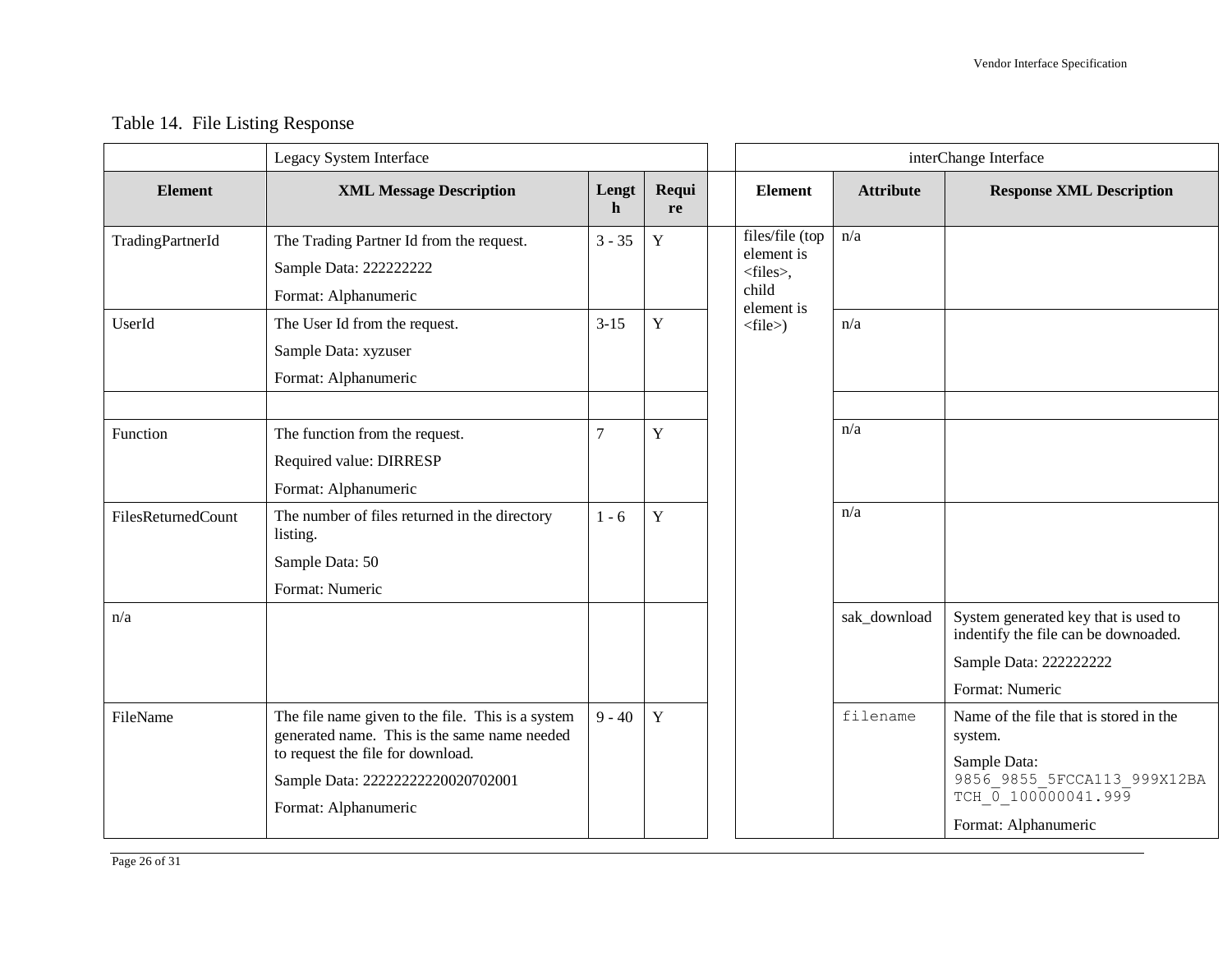Table 14. File Listing Response

| | Legacy System Interface | | | | interChange Interface | | |
|---|---|---|---|---|---|---|---|
| **Element** | **XML Message Description** | **Length** | **Require** | | **Element** | **Attribute** | **Response XML Description** |
| TradingPartnerId | The Trading Partner Id from the request. Sample Data: 222222222 Format: Alphanumeric | 3 - 35 | Y | | files/file (top element is <files>, child element is <file>) | n/a | |
| UserId | The User Id from the request. Sample Data: xyzuser Format: Alphanumeric | 3-15 | Y | | | n/a | |
| | | | | | | | |
| Function | The function from the request. Required value: DIRRESP Format: Alphanumeric | 7 | Y | | | n/a | |
| FilesReturnedCount | The number of files returned in the directory listing. Sample Data: 50 Format: Numeric | 1 - 6 | Y | | | n/a | |
| n/a | | | | | | sak_download | System generated key that is used to indentify the file can be downoaded. Sample Data: 222222222 Format: Numeric |
| FileName | The file name given to the file. This is a system generated name. This is the same name needed to request the file for download. Sample Data: 22222222220020702001 Format: Alphanumeric | 9 - 40 | Y | | | filename | Name of the file that is stored in the system. Sample Data: 9856_9855_5FCCA113_999X12BATCH_0_100000041.999 Format: Alphanumeric |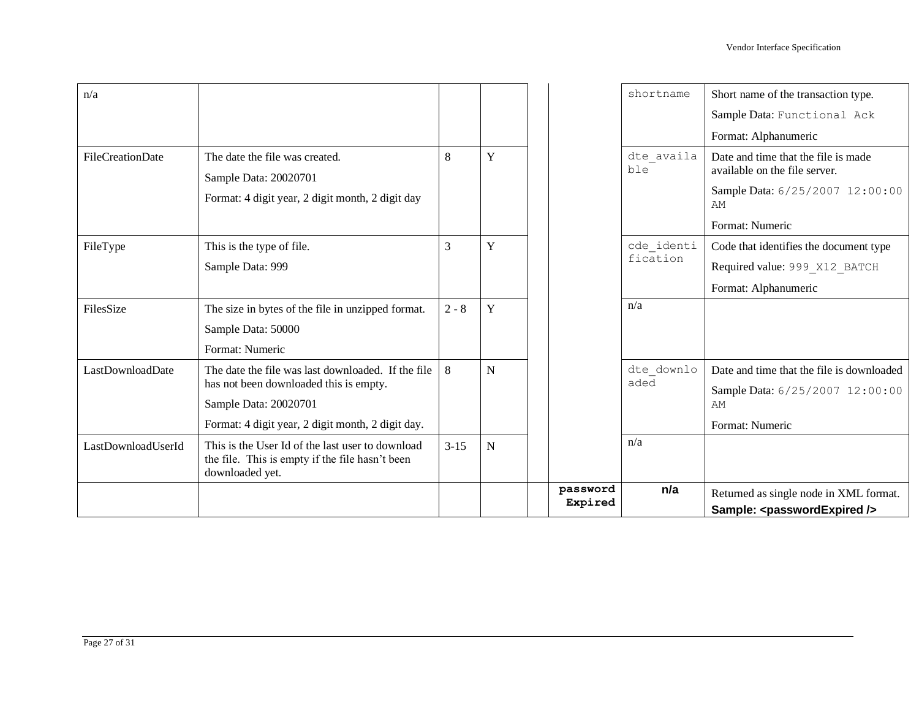| n/a | | | | | | shortname | Short name of the transaction type.<br>Sample Data: Functional Ack<br>Format: Alphanumeric |
|---|---|---|---|---|---|---|---|
| FileCreationDate | The date the file was created.<br>Sample Data: 20020701<br>Format: 4 digit year, 2 digit month, 2 digit day | 8 | Y | | | dte_available | Date and time that the file is made available on the file server.<br>Sample Data: 6/25/2007 12:00:00 AM<br>Format: Numeric |
| FileType | This is the type of file.<br>Sample Data: 999 | 3 | Y | | | cde_identification | Code that identifies the document type<br>Required value: 999_X12_BATCH<br>Format: Alphanumeric |
| FilesSize | The size in bytes of the file in unzipped format.<br>Sample Data: 50000<br>Format: Numeric | 2 - 8 | Y | | | n/a | |
| LastDownloadDate | The date the file was last downloaded. If the file has not been downloaded this is empty.<br>Sample Data: 20020701<br>Format: 4 digit year, 2 digit month, 2 digit day. | 8 | N | | | dte_downloaded | Date and time that the file is downloaded<br>Sample Data: 6/25/2007 12:00:00 AM<br>Format: Numeric |
| LastDownloadUserId | This is the User Id of the last user to download the file. This is empty if the file hasn't been downloaded yet. | 3-15 | N | | | n/a | |
| | | | | | **passwordExpired** | **n/a** | Returned as single node in XML format.<br>**Sample: <passwordExpired />** |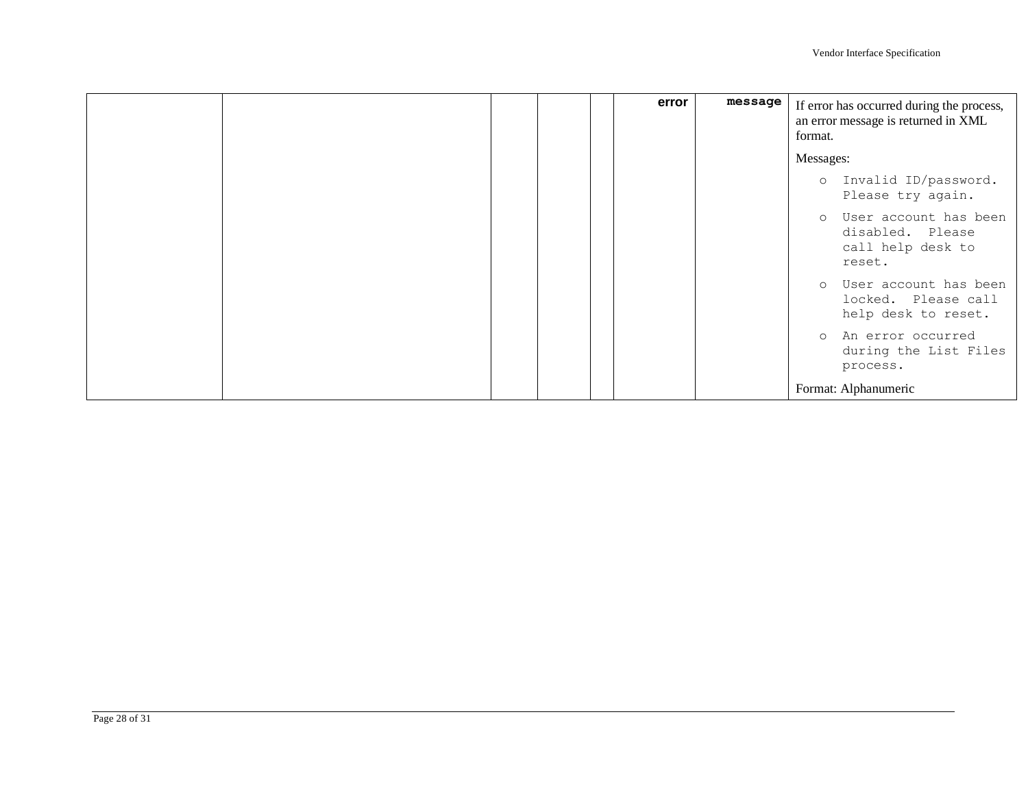|  |  |  |  |  | error | message | If error has occurred during the process, an error message is returned in XML format.<br><br>Messages:<br>o Invalid ID/password. Please try again.<br>o User account has been disabled. Please call help desk to reset.<br>o User account has been locked. Please call help desk to reset.<br>o An error occurred during the List Files process.<br><br>Format: Alphanumeric |
|---|---|---|---|---|---|---|---|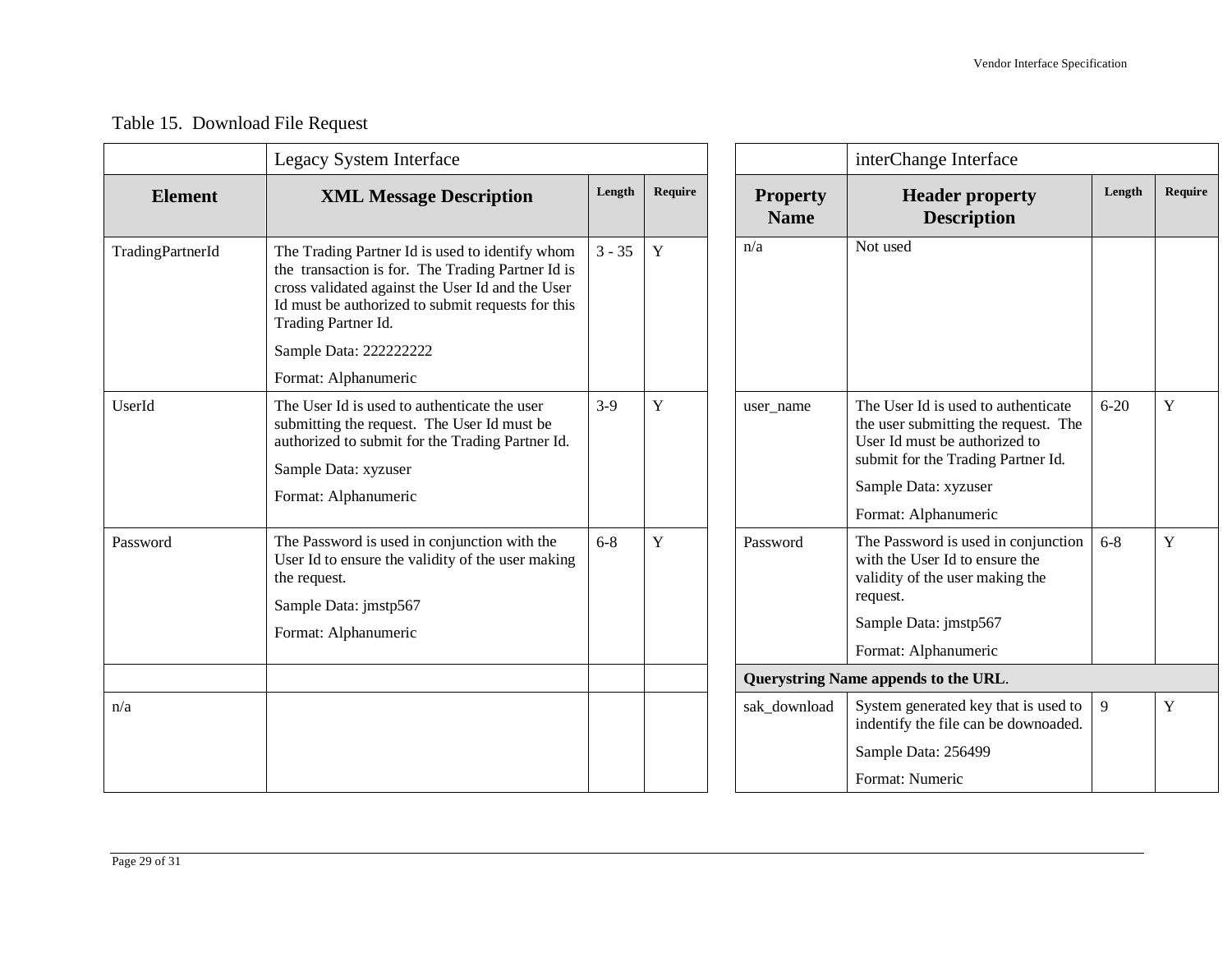Table 15. Download File Request

| | Legacy System Interface | | | | interChange Interface | | |
|---|---|---|---|---|---|---|---|
| **Element** | **XML Message Description** | **Length** | **Require** | **Property Name** | **Header property Description** | **Length** | **Require** |
| TradingPartnerId | The Trading Partner Id is used to identify whom the transaction is for. The Trading Partner Id is cross validated against the User Id and the User Id must be authorized to submit requests for this Trading Partner Id.<br>Sample Data: 222222222<br>Format: Alphanumeric | 3 - 35 | Y | n/a | Not used | | |
| UserId | The User Id is used to authenticate the user submitting the request. The User Id must be authorized to submit for the Trading Partner Id.<br>Sample Data: xyzuser<br>Format: Alphanumeric | 3-9 | Y | user_name | The User Id is used to authenticate the user submitting the request. The User Id must be authorized to submit for the Trading Partner Id.<br>Sample Data: xyzuser<br>Format: Alphanumeric | 6-20 | Y |
| Password | The Password is used in conjunction with the User Id to ensure the validity of the user making the request.<br>Sample Data: jmstp567<br>Format: Alphanumeric | 6-8 | Y | Password | The Password is used in conjunction with the User Id to ensure the validity of the user making the request.<br>Sample Data: jmstp567<br>Format: Alphanumeric | 6-8 | Y |
| | | | | **Querystring Name appends to the URL**. | | | |
| n/a | | | | sak_download | System generated key that is used to indentify the file can be downoaded.<br>Sample Data: 256499<br>Format: Numeric | 9 | Y |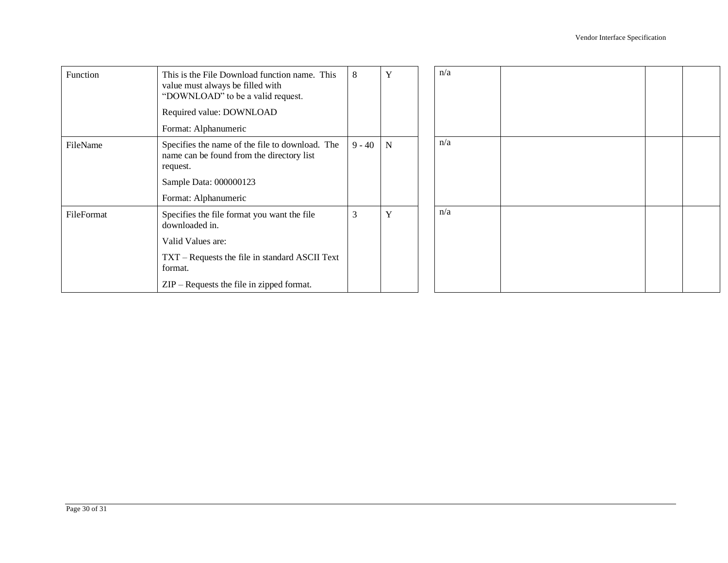| Function | This is the File Download function name. This value must always be filled with "DOWNLOAD" to be a valid request.<br><br>Required value: DOWNLOAD<br><br>Format: Alphanumeric | 8 | Y | | n/a | | | |
|---|---|---|---|---|---|---|---|---|
| FileName | Specifies the name of the file to download. The name can be found from the directory list request.<br><br>Sample Data: 000000123<br><br>Format: Alphanumeric | 9 - 40 | N | | n/a | | | |
| FileFormat | Specifies the file format you want the file downloaded in.<br><br>Valid Values are:<br><br>TXT – Requests the file in standard ASCII Text format.<br><br>ZIP – Requests the file in zipped format. | 3 | Y | | n/a | | | |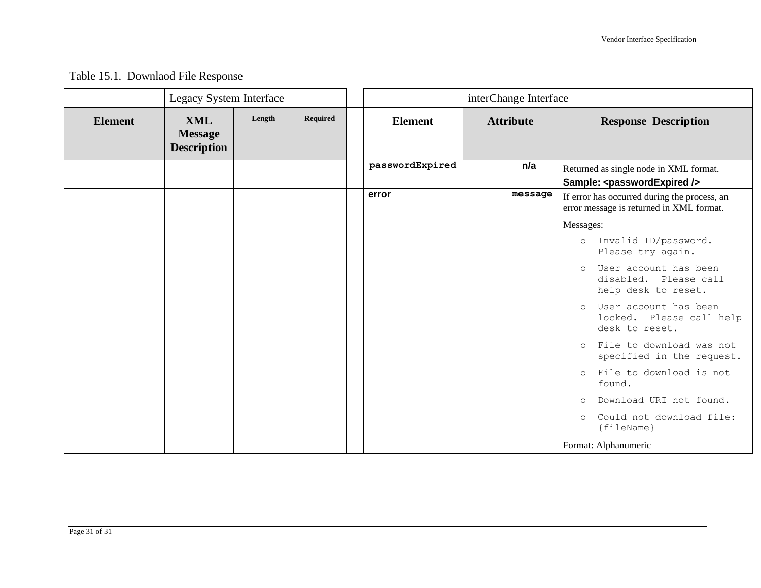Table 15.1. Downlaod File Response

| | Legacy System Interface | | | | | interChange Interface | |
|---|---|---|---|---|---|---|---|
| **Element** | **XML Message Description** | **Length** | **Required** | | **Element** | **Attribute** | **Response Description** |
| | | | | | passwordExpired | n/a | Returned as single node in XML format.<br>**Sample: <passwordExpired />** |
| | | | | | error | message | If error has occurred during the process, an error message is returned in XML format.<br>Messages:<br>o Invalid ID/password. Please try again.<br>o User account has been disabled. Please call help desk to reset.<br>o User account has been locked. Please call help desk to reset.<br>o File to download was not specified in the request.<br>o File to download is not found.<br>o Download URI not found.<br>o Could not download file: {fileName}<br>Format: Alphanumeric |